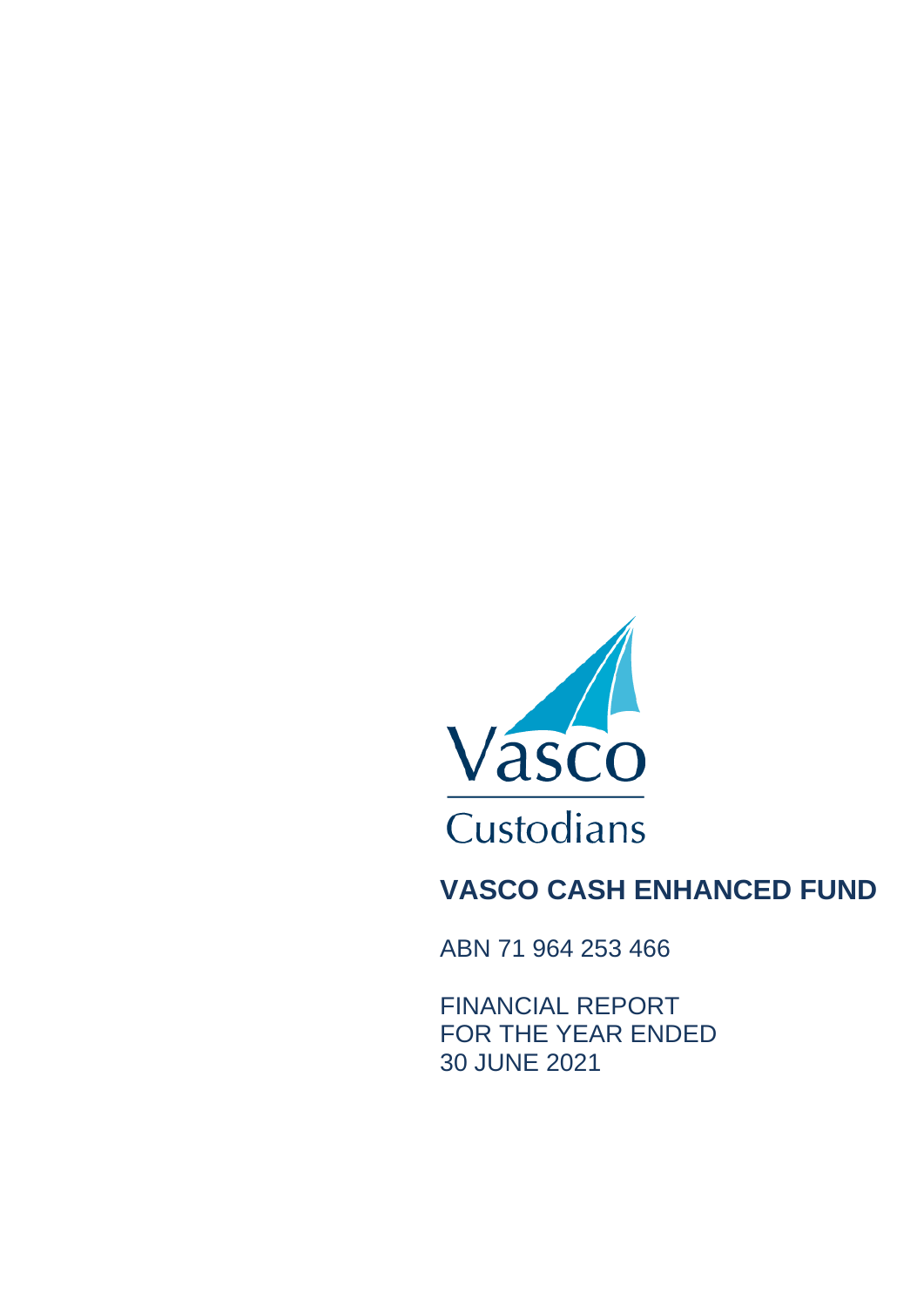Vasco

Custodians

# VASCO CASH ENHANCED FUND

ABN 71 964 253 466

FINANCIAL REPORT
FOR THE YEAR ENDED
30 JUNE 2021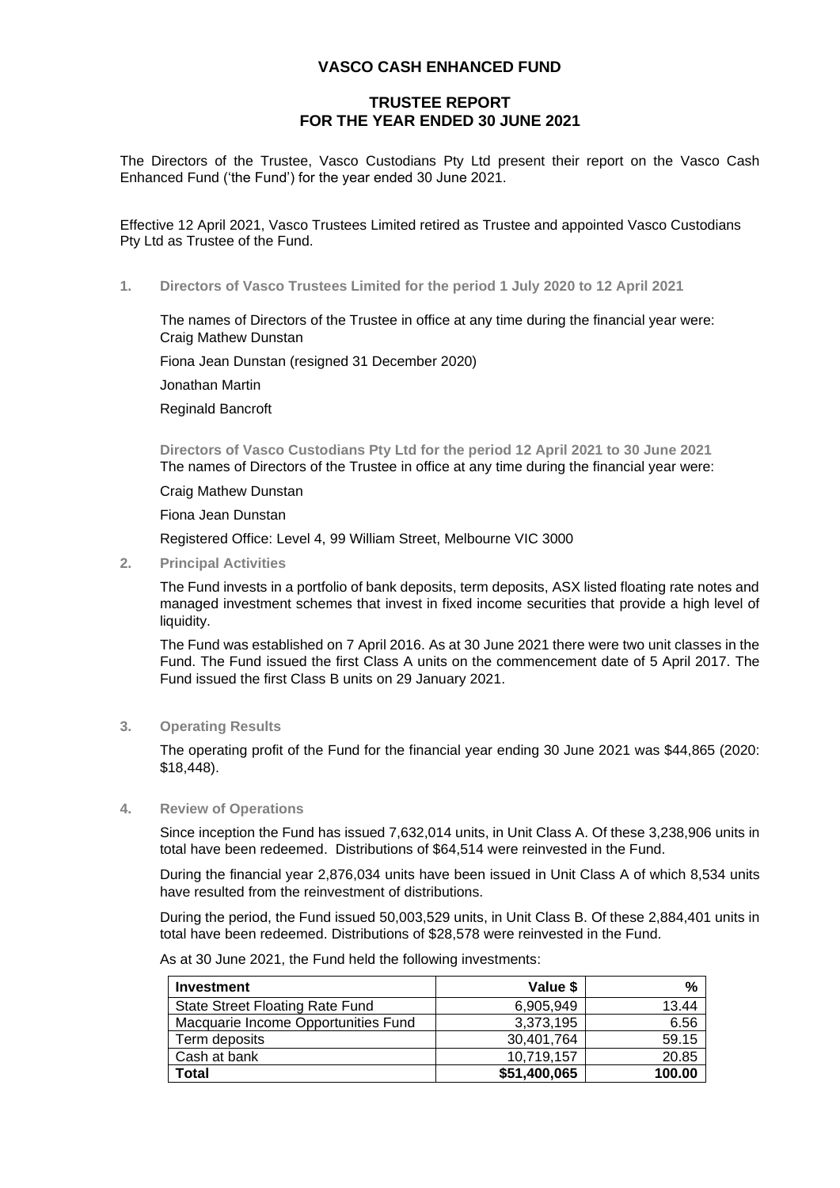# VASCO CASH ENHANCED FUND

## TRUSTEE REPORT
## FOR THE YEAR ENDED 30 JUNE 2021

The Directors of the Trustee, Vasco Custodians Pty Ltd present their report on the Vasco Cash Enhanced Fund ('the Fund') for the year ended 30 June 2021.

Effective 12 April 2021, Vasco Trustees Limited retired as Trustee and appointed Vasco Custodians Pty Ltd as Trustee of the Fund.

### 1. Directors of Vasco Trustees Limited for the period 1 July 2020 to 12 April 2021

The names of Directors of the Trustee in office at any time during the financial year were:
Craig Mathew Dunstan

Fiona Jean Dunstan (resigned 31 December 2020)

Jonathan Martin

Reginald Bancroft

**Directors of Vasco Custodians Pty Ltd for the period 12 April 2021 to 30 June 2021**
The names of Directors of the Trustee in office at any time during the financial year were:

Craig Mathew Dunstan

Fiona Jean Dunstan

Registered Office: Level 4, 99 William Street, Melbourne VIC 3000

### 2. Principal Activities

The Fund invests in a portfolio of bank deposits, term deposits, ASX listed floating rate notes and managed investment schemes that invest in fixed income securities that provide a high level of liquidity.

The Fund was established on 7 April 2016. As at 30 June 2021 there were two unit classes in the Fund. The Fund issued the first Class A units on the commencement date of 5 April 2017. The Fund issued the first Class B units on 29 January 2021.

### 3. Operating Results

The operating profit of the Fund for the financial year ending 30 June 2021 was $44,865 (2020: $18,448).

### 4. Review of Operations

Since inception the Fund has issued 7,632,014 units, in Unit Class A. Of these 3,238,906 units in total have been redeemed. Distributions of $64,514 were reinvested in the Fund.

During the financial year 2,876,034 units have been issued in Unit Class A of which 8,534 units have resulted from the reinvestment of distributions.

During the period, the Fund issued 50,003,529 units, in Unit Class B. Of these 2,884,401 units in total have been redeemed. Distributions of $28,578 were reinvested in the Fund.

As at 30 June 2021, the Fund held the following investments:

| Investment | Value $ | % |
|---|---:|---:|
| State Street Floating Rate Fund | 6,905,949 | 13.44 |
| Macquarie Income Opportunities Fund | 3,373,195 | 6.56 |
| Term deposits | 30,401,764 | 59.15 |
| Cash at bank | 10,719,157 | 20.85 |
| **Total** | **$51,400,065** | **100.00** |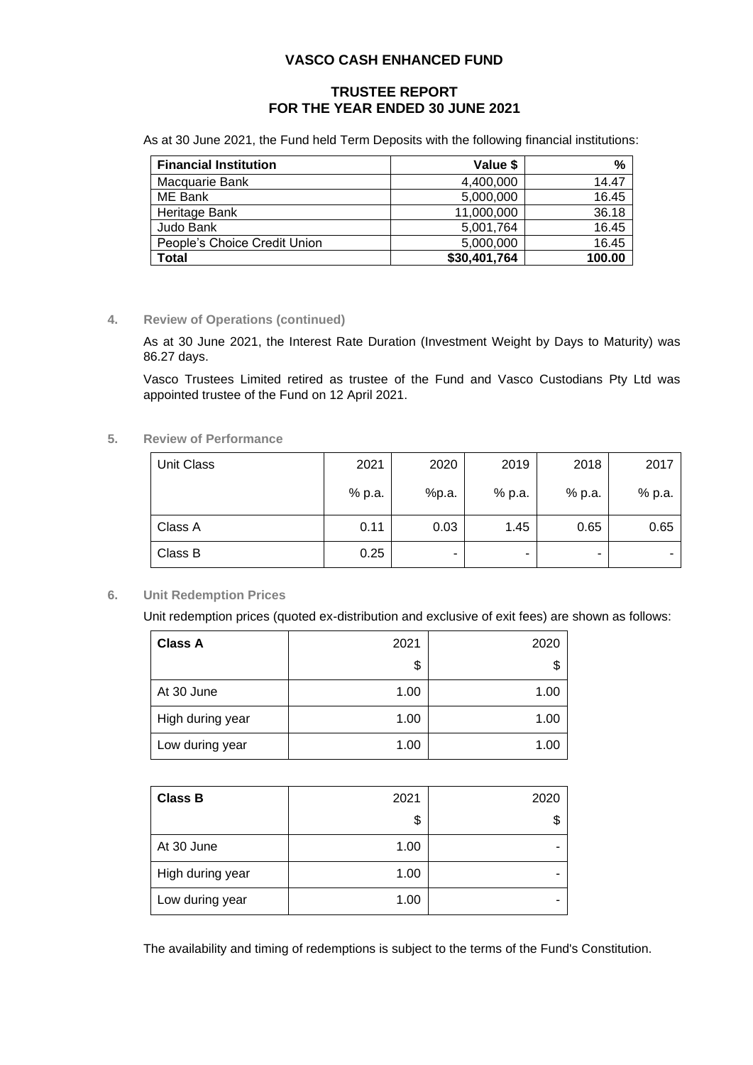# VASCO CASH ENHANCED FUND

## TRUSTEE REPORT
## FOR THE YEAR ENDED 30 JUNE 2021

As at 30 June 2021, the Fund held Term Deposits with the following financial institutions:

| Financial Institution | Value $ | % |
|---|---:|---:|
| Macquarie Bank | 4,400,000 | 14.47 |
| ME Bank | 5,000,000 | 16.45 |
| Heritage Bank | 11,000,000 | 36.18 |
| Judo Bank | 5,001,764 | 16.45 |
| People's Choice Credit Union | 5,000,000 | 16.45 |
| **Total** | **$30,401,764** | **100.00** |

### 4. Review of Operations (continued)

As at 30 June 2021, the Interest Rate Duration (Investment Weight by Days to Maturity) was 86.27 days.

Vasco Trustees Limited retired as trustee of the Fund and Vasco Custodians Pty Ltd was appointed trustee of the Fund on 12 April 2021.

### 5. Review of Performance

| Unit Class | 2021 | 2020 | 2019 | 2018 | 2017 |
|---|---:|---:|---:|---:|---:|
| | % p.a. | %p.a. | % p.a. | % p.a. | % p.a. |
| Class A | 0.11 | 0.03 | 1.45 | 0.65 | 0.65 |
| Class B | 0.25 | - | - | - | - |

### 6. Unit Redemption Prices

Unit redemption prices (quoted ex-distribution and exclusive of exit fees) are shown as follows:

| **Class A** | 2021 | 2020 |
|---|---:|---:|
| | $ | $ |
| At 30 June | 1.00 | 1.00 |
| High during year | 1.00 | 1.00 |
| Low during year | 1.00 | 1.00 |

| **Class B** | 2021 | 2020 |
|---|---:|---:|
| | $ | $ |
| At 30 June | 1.00 | - |
| High during year | 1.00 | - |
| Low during year | 1.00 | - |

The availability and timing of redemptions is subject to the terms of the Fund's Constitution.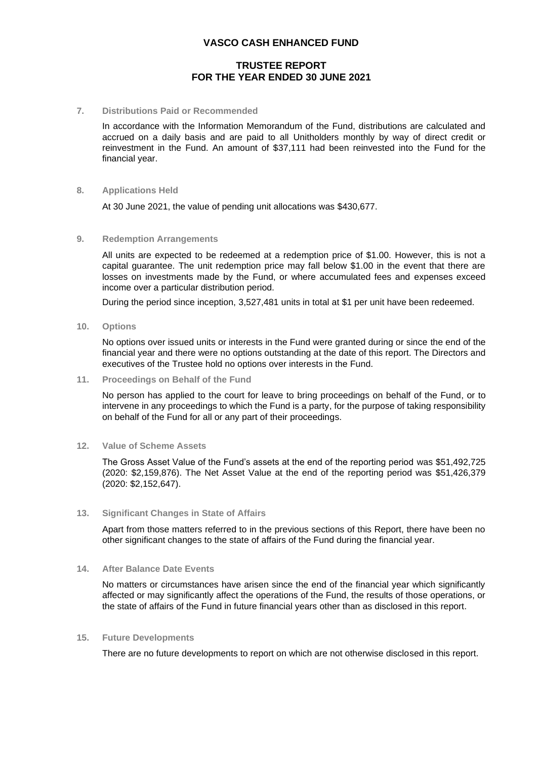# VASCO CASH ENHANCED FUND

## TRUSTEE REPORT
## FOR THE YEAR ENDED 30 JUNE 2021

### 7. Distributions Paid or Recommended

In accordance with the Information Memorandum of the Fund, distributions are calculated and accrued on a daily basis and are paid to all Unitholders monthly by way of direct credit or reinvestment in the Fund. An amount of $37,111 had been reinvested into the Fund for the financial year.

### 8. Applications Held

At 30 June 2021, the value of pending unit allocations was $430,677.

### 9. Redemption Arrangements

All units are expected to be redeemed at a redemption price of $1.00. However, this is not a capital guarantee. The unit redemption price may fall below $1.00 in the event that there are losses on investments made by the Fund, or where accumulated fees and expenses exceed income over a particular distribution period.

During the period since inception, 3,527,481 units in total at $1 per unit have been redeemed.

### 10. Options

No options over issued units or interests in the Fund were granted during or since the end of the financial year and there were no options outstanding at the date of this report. The Directors and executives of the Trustee hold no options over interests in the Fund.

### 11. Proceedings on Behalf of the Fund

No person has applied to the court for leave to bring proceedings on behalf of the Fund, or to intervene in any proceedings to which the Fund is a party, for the purpose of taking responsibility on behalf of the Fund for all or any part of their proceedings.

### 12. Value of Scheme Assets

The Gross Asset Value of the Fund's assets at the end of the reporting period was $51,492,725 (2020: $2,159,876). The Net Asset Value at the end of the reporting period was $51,426,379 (2020: $2,152,647).

### 13. Significant Changes in State of Affairs

Apart from those matters referred to in the previous sections of this Report, there have been no other significant changes to the state of affairs of the Fund during the financial year.

### 14. After Balance Date Events

No matters or circumstances have arisen since the end of the financial year which significantly affected or may significantly affect the operations of the Fund, the results of those operations, or the state of affairs of the Fund in future financial years other than as disclosed in this report.

### 15. Future Developments

There are no future developments to report on which are not otherwise disclosed in this report.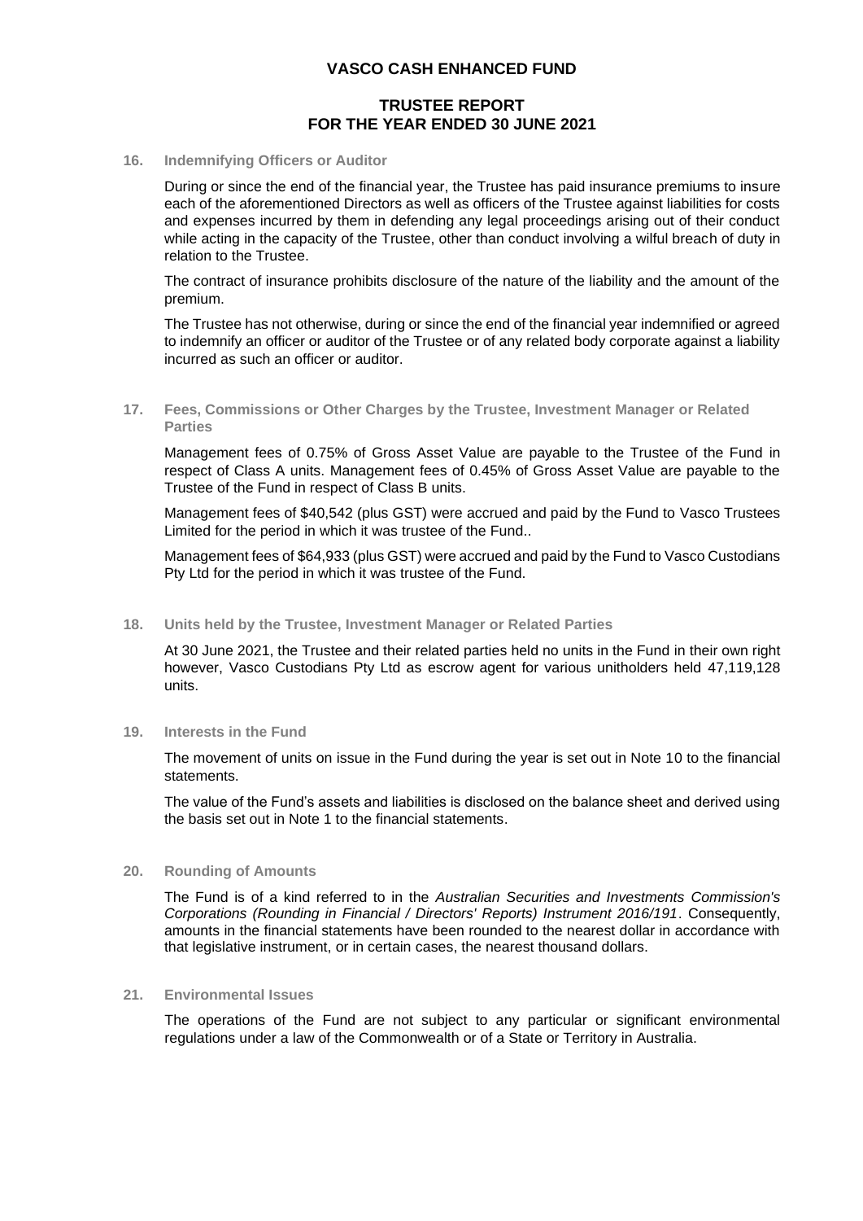# VASCO CASH ENHANCED FUND

## TRUSTEE REPORT
## FOR THE YEAR ENDED 30 JUNE 2021

### 16. Indemnifying Officers or Auditor

During or since the end of the financial year, the Trustee has paid insurance premiums to insure each of the aforementioned Directors as well as officers of the Trustee against liabilities for costs and expenses incurred by them in defending any legal proceedings arising out of their conduct while acting in the capacity of the Trustee, other than conduct involving a wilful breach of duty in relation to the Trustee.

The contract of insurance prohibits disclosure of the nature of the liability and the amount of the premium.

The Trustee has not otherwise, during or since the end of the financial year indemnified or agreed to indemnify an officer or auditor of the Trustee or of any related body corporate against a liability incurred as such an officer or auditor.

### 17. Fees, Commissions or Other Charges by the Trustee, Investment Manager or Related Parties

Management fees of 0.75% of Gross Asset Value are payable to the Trustee of the Fund in respect of Class A units. Management fees of 0.45% of Gross Asset Value are payable to the Trustee of the Fund in respect of Class B units.

Management fees of $40,542 (plus GST) were accrued and paid by the Fund to Vasco Trustees Limited for the period in which it was trustee of the Fund..

Management fees of $64,933 (plus GST) were accrued and paid by the Fund to Vasco Custodians Pty Ltd for the period in which it was trustee of the Fund.

### 18. Units held by the Trustee, Investment Manager or Related Parties

At 30 June 2021, the Trustee and their related parties held no units in the Fund in their own right however, Vasco Custodians Pty Ltd as escrow agent for various unitholders held 47,119,128 units.

### 19. Interests in the Fund

The movement of units on issue in the Fund during the year is set out in Note 10 to the financial statements.

The value of the Fund's assets and liabilities is disclosed on the balance sheet and derived using the basis set out in Note 1 to the financial statements.

### 20. Rounding of Amounts

The Fund is of a kind referred to in the *Australian Securities and Investments Commission's Corporations (Rounding in Financial / Directors' Reports) Instrument 2016/191*. Consequently, amounts in the financial statements have been rounded to the nearest dollar in accordance with that legislative instrument, or in certain cases, the nearest thousand dollars.

### 21. Environmental Issues

The operations of the Fund are not subject to any particular or significant environmental regulations under a law of the Commonwealth or of a State or Territory in Australia.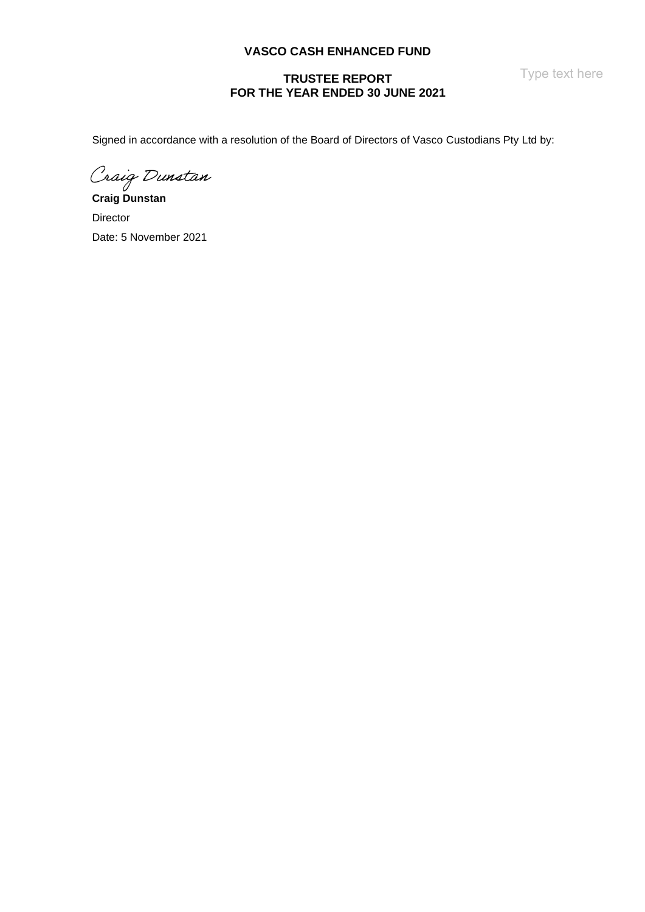**VASCO CASH ENHANCED FUND**

**TRUSTEE REPORT**
**FOR THE YEAR ENDED 30 JUNE 2021**

Type text here

Signed in accordance with a resolution of the Board of Directors of Vasco Custodians Pty Ltd by:

*Craig Dunstan*

**Craig Dunstan**

Director

Date: 5 November 2021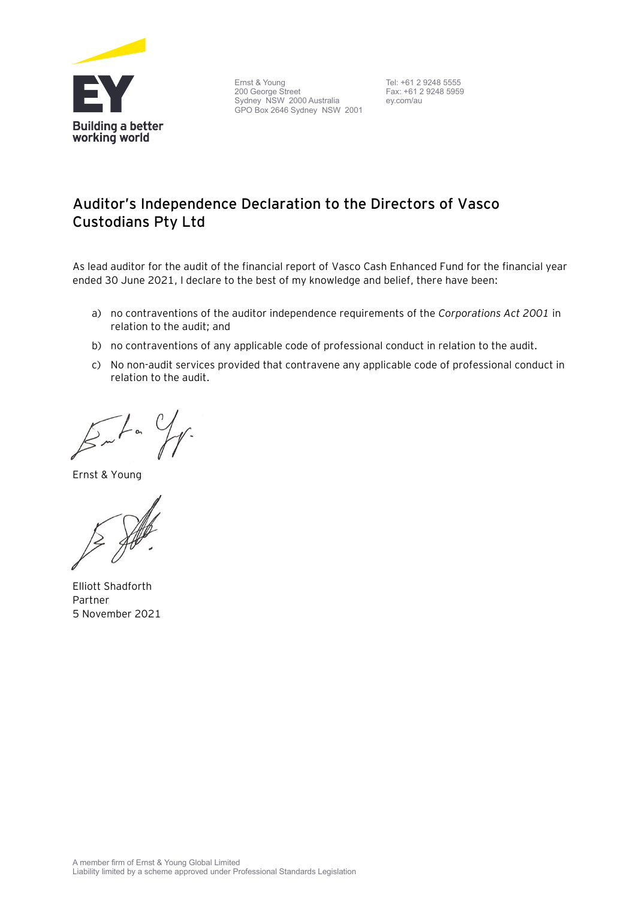Ernst & Young
200 George Street
Sydney NSW 2000 Australia
GPO Box 2646 Sydney NSW 2001

Tel: +61 2 9248 5555
Fax: +61 2 9248 5959
ey.com/au

# Auditor's Independence Declaration to the Directors of Vasco Custodians Pty Ltd

As lead auditor for the audit of the financial report of Vasco Cash Enhanced Fund for the financial year ended 30 June 2021, I declare to the best of my knowledge and belief, there have been:

a) no contraventions of the auditor independence requirements of the *Corporations Act 2001* in relation to the audit; and

b) no contraventions of any applicable code of professional conduct in relation to the audit.

c) No non-audit services provided that contravene any applicable code of professional conduct in relation to the audit.

Ernst & Young

Elliott Shadforth
Partner
5 November 2021

A member firm of Ernst & Young Global Limited
Liability limited by a scheme approved under Professional Standards Legislation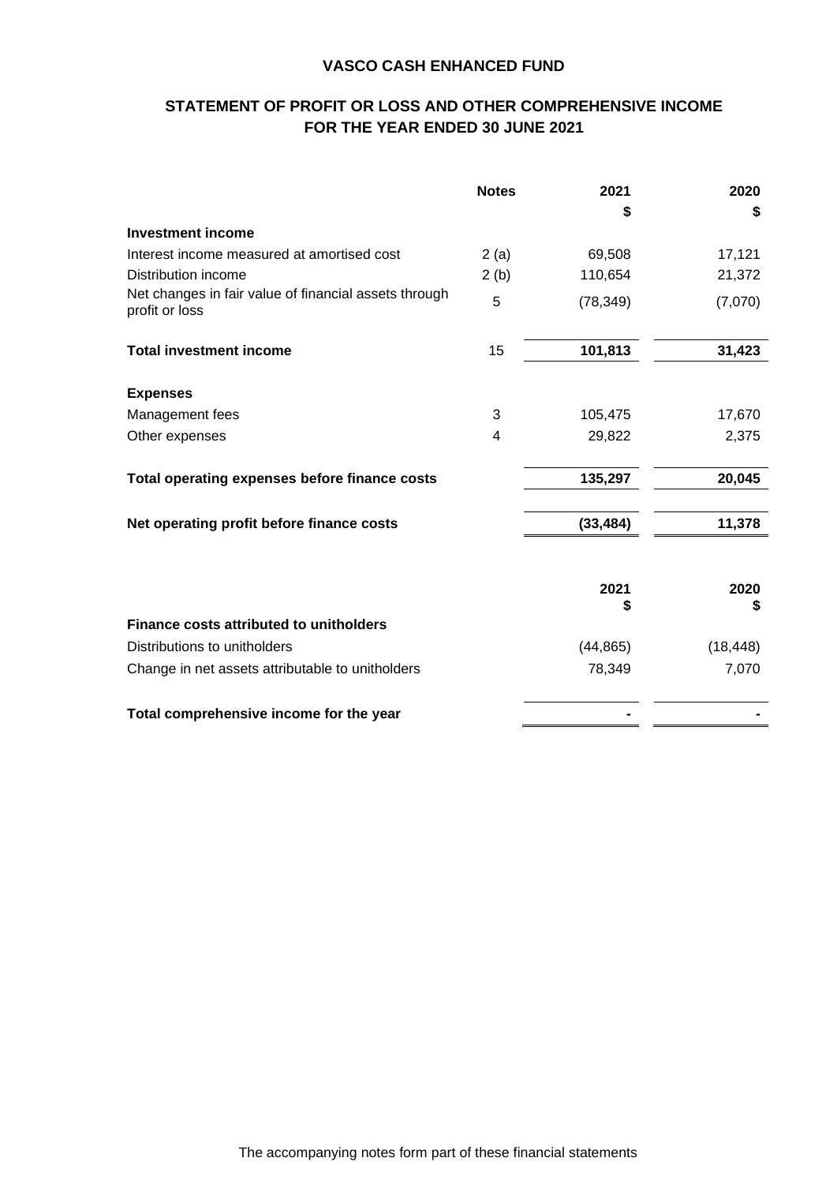# VASCO CASH ENHANCED FUND

## STATEMENT OF PROFIT OR LOSS AND OTHER COMPREHENSIVE INCOME FOR THE YEAR ENDED 30 JUNE 2021

| | Notes | 2021<br>$ | 2020<br>$ |
|---|---|---|---|
| **Investment income** | | | |
| Interest income measured at amortised cost | 2 (a) | 69,508 | 17,121 |
| Distribution income | 2 (b) | 110,654 | 21,372 |
| Net changes in fair value of financial assets through profit or loss | 5 | (78,349) | (7,070) |
| **Total investment income** | 15 | **101,813** | **31,423** |
| **Expenses** | | | |
| Management fees | 3 | 105,475 | 17,670 |
| Other expenses | 4 | 29,822 | 2,375 |
| **Total operating expenses before finance costs** | | **135,297** | **20,045** |
| **Net operating profit before finance costs** | | **(33,484)** | **11,378** |

| | 2021<br>$ | 2020<br>$ |
|---|---|---|
| **Finance costs attributed to unitholders** | | |
| Distributions to unitholders | (44,865) | (18,448) |
| Change in net assets attributable to unitholders | 78,349 | 7,070 |
| **Total comprehensive income for the year** | - | - |

The accompanying notes form part of these financial statements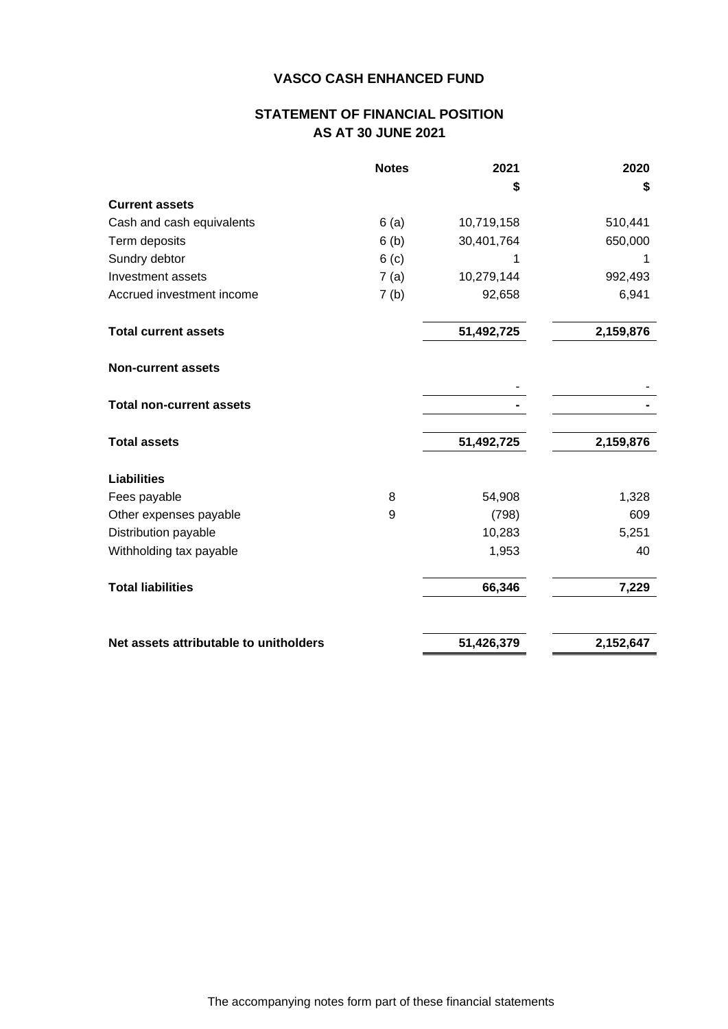# VASCO CASH ENHANCED FUND

## STATEMENT OF FINANCIAL POSITION
## AS AT 30 JUNE 2021

| | Notes | 2021 | 2020 |
|---|---|---|---|
| | | $ | $ |
| **Current assets** | | | |
| Cash and cash equivalents | 6 (a) | 10,719,158 | 510,441 |
| Term deposits | 6 (b) | 30,401,764 | 650,000 |
| Sundry debtor | 6 (c) | 1 | 1 |
| Investment assets | 7 (a) | 10,279,144 | 992,493 |
| Accrued investment income | 7 (b) | 92,658 | 6,941 |
| **Total current assets** | | **51,492,725** | **2,159,876** |
| **Non-current assets** | | | |
| | | - | - |
| **Total non-current assets** | | **-** | **-** |
| **Total assets** | | **51,492,725** | **2,159,876** |
| **Liabilities** | | | |
| Fees payable | 8 | 54,908 | 1,328 |
| Other expenses payable | 9 | (798) | 609 |
| Distribution payable | | 10,283 | 5,251 |
| Withholding tax payable | | 1,953 | 40 |
| **Total liabilities** | | **66,346** | **7,229** |
| **Net assets attributable to unitholders** | | **51,426,379** | **2,152,647** |

The accompanying notes form part of these financial statements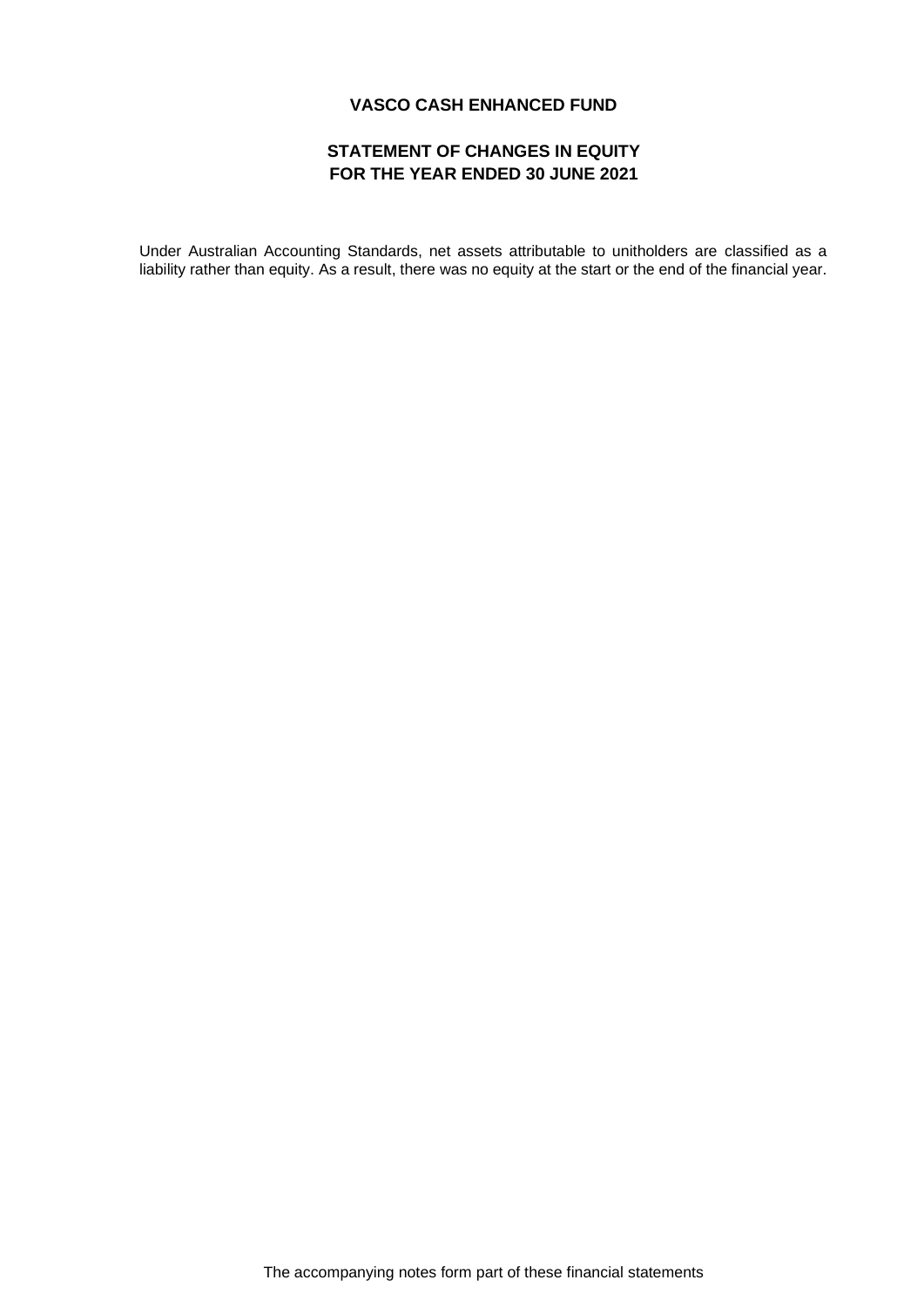# VASCO CASH ENHANCED FUND

## STATEMENT OF CHANGES IN EQUITY
## FOR THE YEAR ENDED 30 JUNE 2021

Under Australian Accounting Standards, net assets attributable to unitholders are classified as a liability rather than equity. As a result, there was no equity at the start or the end of the financial year.

The accompanying notes form part of these financial statements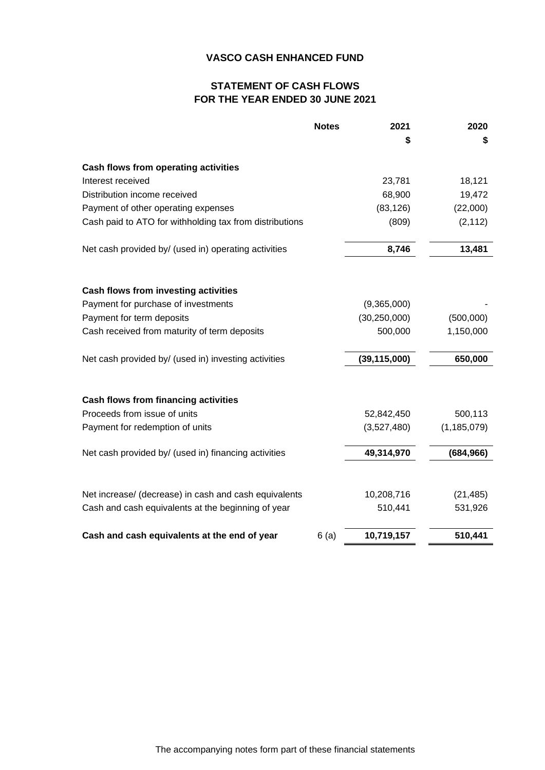# VASCO CASH ENHANCED FUND

## STATEMENT OF CASH FLOWS
## FOR THE YEAR ENDED 30 JUNE 2021

| | Notes | 2021 | 2020 |
|---|---|---|---|
| | | $ | $ |
| **Cash flows from operating activities** | | | |
| Interest received | | 23,781 | 18,121 |
| Distribution income received | | 68,900 | 19,472 |
| Payment of other operating expenses | | (83,126) | (22,000) |
| Cash paid to ATO for withholding tax from distributions | | (809) | (2,112) |
| Net cash provided by/ (used in) operating activities | | **8,746** | **13,481** |
| **Cash flows from investing activities** | | | |
| Payment for purchase of investments | | (9,365,000) | - |
| Payment for term deposits | | (30,250,000) | (500,000) |
| Cash received from maturity of term deposits | | 500,000 | 1,150,000 |
| Net cash provided by/ (used in) investing activities | | **(39,115,000)** | **650,000** |
| **Cash flows from financing activities** | | | |
| Proceeds from issue of units | | 52,842,450 | 500,113 |
| Payment for redemption of units | | (3,527,480) | (1,185,079) |
| Net cash provided by/ (used in) financing activities | | **49,314,970** | **(684,966)** |
| Net increase/ (decrease) in cash and cash equivalents | | 10,208,716 | (21,485) |
| Cash and cash equivalents at the beginning of year | | 510,441 | 531,926 |
| **Cash and cash equivalents at the end of year** | 6 (a) | **10,719,157** | **510,441** |

The accompanying notes form part of these financial statements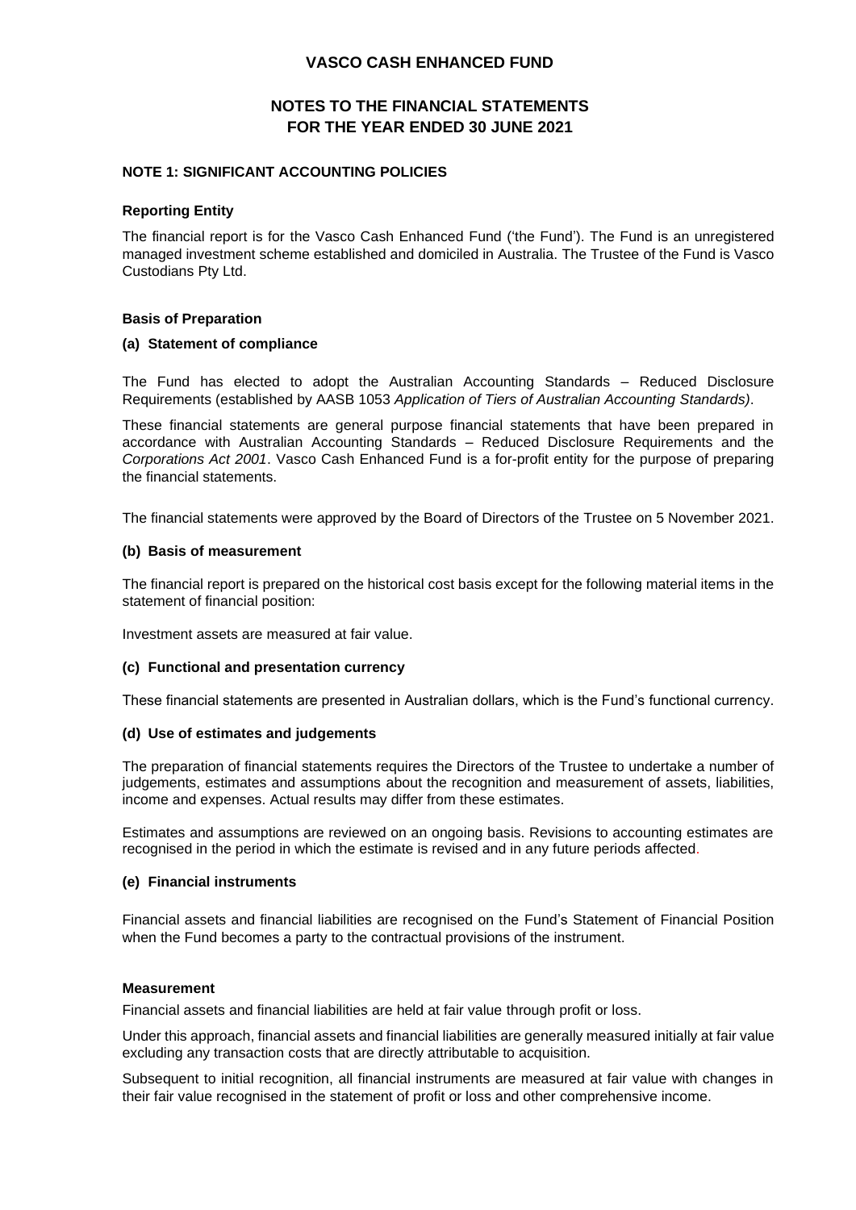# VASCO CASH ENHANCED FUND

## NOTES TO THE FINANCIAL STATEMENTS FOR THE YEAR ENDED 30 JUNE 2021

### NOTE 1: SIGNIFICANT ACCOUNTING POLICIES

**Reporting Entity**

The financial report is for the Vasco Cash Enhanced Fund ('the Fund'). The Fund is an unregistered managed investment scheme established and domiciled in Australia. The Trustee of the Fund is Vasco Custodians Pty Ltd.

**Basis of Preparation**

**(a) Statement of compliance**

The Fund has elected to adopt the Australian Accounting Standards – Reduced Disclosure Requirements (established by AASB 1053 *Application of Tiers of Australian Accounting Standards)*.

These financial statements are general purpose financial statements that have been prepared in accordance with Australian Accounting Standards – Reduced Disclosure Requirements and the *Corporations Act 2001*. Vasco Cash Enhanced Fund is a for-profit entity for the purpose of preparing the financial statements.

The financial statements were approved by the Board of Directors of the Trustee on 5 November 2021.

**(b) Basis of measurement**

The financial report is prepared on the historical cost basis except for the following material items in the statement of financial position:

Investment assets are measured at fair value.

**(c) Functional and presentation currency**

These financial statements are presented in Australian dollars, which is the Fund's functional currency.

**(d) Use of estimates and judgements**

The preparation of financial statements requires the Directors of the Trustee to undertake a number of judgements, estimates and assumptions about the recognition and measurement of assets, liabilities, income and expenses. Actual results may differ from these estimates.

Estimates and assumptions are reviewed on an ongoing basis. Revisions to accounting estimates are recognised in the period in which the estimate is revised and in any future periods affected.

**(e) Financial instruments**

Financial assets and financial liabilities are recognised on the Fund's Statement of Financial Position when the Fund becomes a party to the contractual provisions of the instrument.

**Measurement**

Financial assets and financial liabilities are held at fair value through profit or loss.

Under this approach, financial assets and financial liabilities are generally measured initially at fair value excluding any transaction costs that are directly attributable to acquisition.

Subsequent to initial recognition, all financial instruments are measured at fair value with changes in their fair value recognised in the statement of profit or loss and other comprehensive income.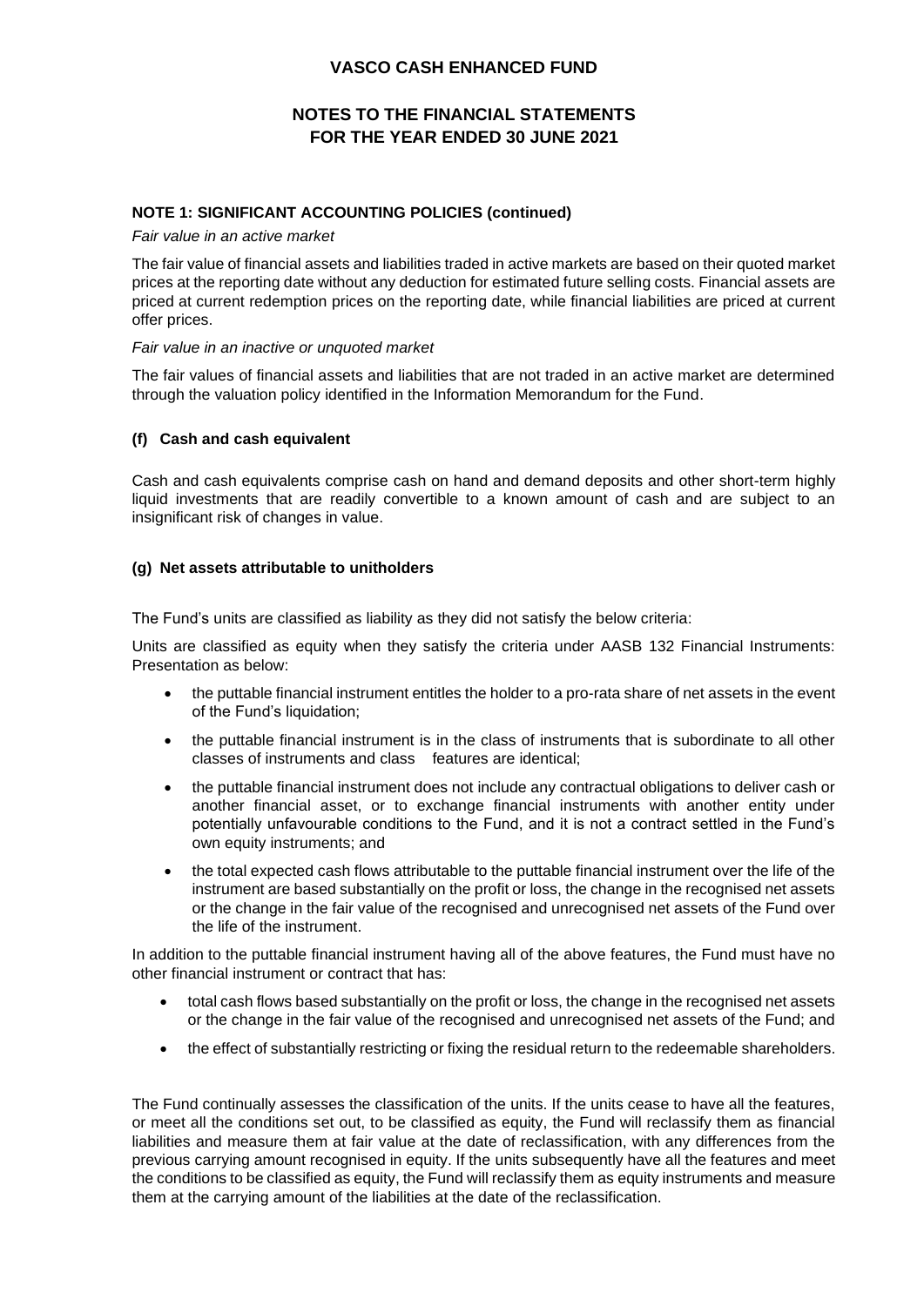**NOTE 1: SIGNIFICANT ACCOUNTING POLICIES (continued)**

*Fair value in an active market*

The fair value of financial assets and liabilities traded in active markets are based on their quoted market prices at the reporting date without any deduction for estimated future selling costs. Financial assets are priced at current redemption prices on the reporting date, while financial liabilities are priced at current offer prices.

*Fair value in an inactive or unquoted market*

The fair values of financial assets and liabilities that are not traded in an active market are determined through the valuation policy identified in the Information Memorandum for the Fund.

### (f) Cash and cash equivalent

Cash and cash equivalents comprise cash on hand and demand deposits and other short-term highly liquid investments that are readily convertible to a known amount of cash and are subject to an insignificant risk of changes in value.

### (g) Net assets attributable to unitholders

The Fund's units are classified as liability as they did not satisfy the below criteria:

Units are classified as equity when they satisfy the criteria under AASB 132 Financial Instruments: Presentation as below:

- the puttable financial instrument entitles the holder to a pro-rata share of net assets in the event of the Fund's liquidation;
- the puttable financial instrument is in the class of instruments that is subordinate to all other classes of instruments and class features are identical;
- the puttable financial instrument does not include any contractual obligations to deliver cash or another financial asset, or to exchange financial instruments with another entity under potentially unfavourable conditions to the Fund, and it is not a contract settled in the Fund's own equity instruments; and
- the total expected cash flows attributable to the puttable financial instrument over the life of the instrument are based substantially on the profit or loss, the change in the recognised net assets or the change in the fair value of the recognised and unrecognised net assets of the Fund over the life of the instrument.

In addition to the puttable financial instrument having all of the above features, the Fund must have no other financial instrument or contract that has:

- total cash flows based substantially on the profit or loss, the change in the recognised net assets or the change in the fair value of the recognised and unrecognised net assets of the Fund; and
- the effect of substantially restricting or fixing the residual return to the redeemable shareholders.

The Fund continually assesses the classification of the units. If the units cease to have all the features, or meet all the conditions set out, to be classified as equity, the Fund will reclassify them as financial liabilities and measure them at fair value at the date of reclassification, with any differences from the previous carrying amount recognised in equity. If the units subsequently have all the features and meet the conditions to be classified as equity, the Fund will reclassify them as equity instruments and measure them at the carrying amount of the liabilities at the date of the reclassification.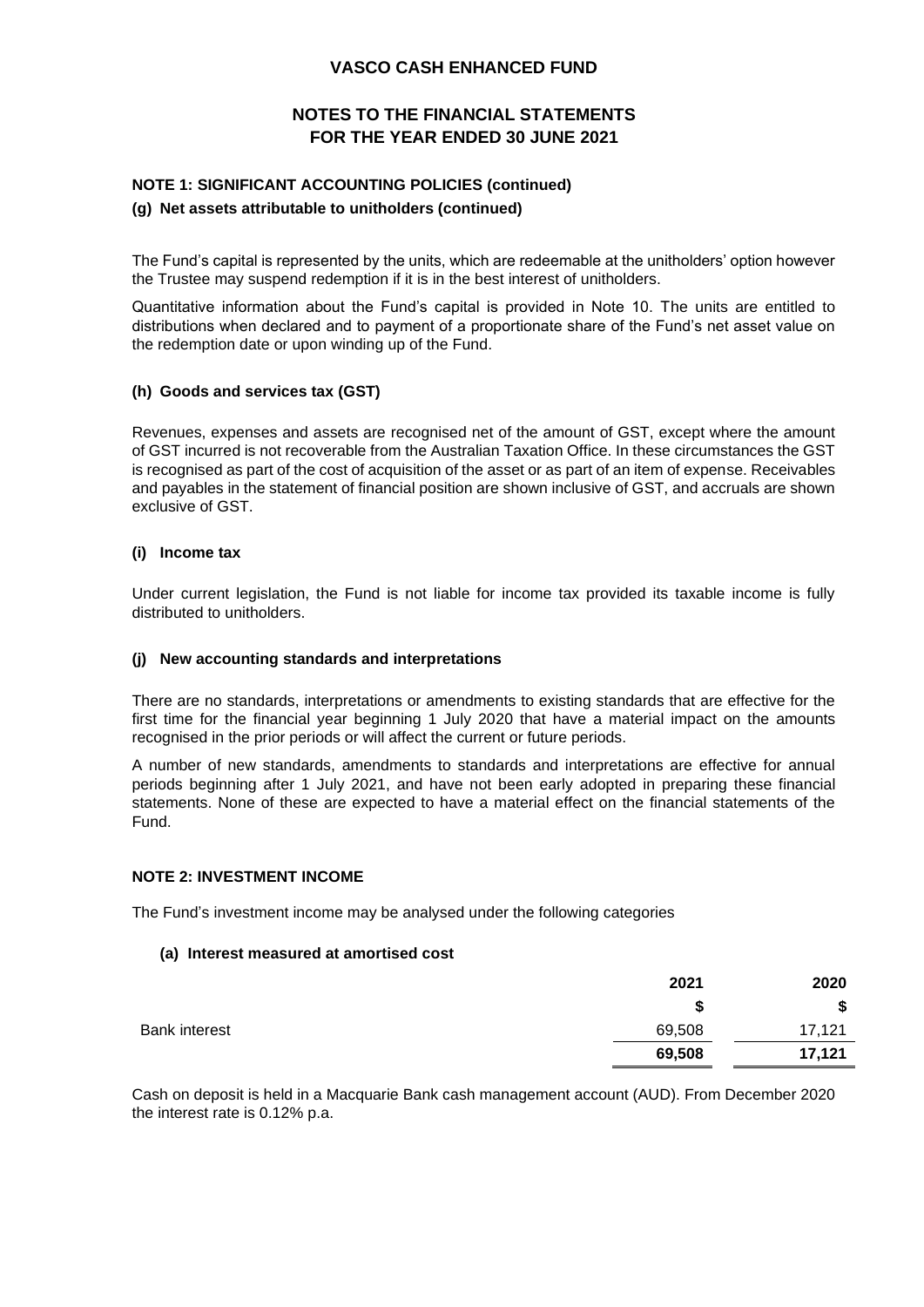# VASCO CASH ENHANCED FUND

## NOTES TO THE FINANCIAL STATEMENTS FOR THE YEAR ENDED 30 JUNE 2021

### NOTE 1: SIGNIFICANT ACCOUNTING POLICIES (continued)

#### (g) Net assets attributable to unitholders (continued)

The Fund's capital is represented by the units, which are redeemable at the unitholders' option however the Trustee may suspend redemption if it is in the best interest of unitholders.

Quantitative information about the Fund's capital is provided in Note 10. The units are entitled to distributions when declared and to payment of a proportionate share of the Fund's net asset value on the redemption date or upon winding up of the Fund.

#### (h) Goods and services tax (GST)

Revenues, expenses and assets are recognised net of the amount of GST, except where the amount of GST incurred is not recoverable from the Australian Taxation Office. In these circumstances the GST is recognised as part of the cost of acquisition of the asset or as part of an item of expense. Receivables and payables in the statement of financial position are shown inclusive of GST, and accruals are shown exclusive of GST.

#### (i) Income tax

Under current legislation, the Fund is not liable for income tax provided its taxable income is fully distributed to unitholders.

#### (j) New accounting standards and interpretations

There are no standards, interpretations or amendments to existing standards that are effective for the first time for the financial year beginning 1 July 2020 that have a material impact on the amounts recognised in the prior periods or will affect the current or future periods.

A number of new standards, amendments to standards and interpretations are effective for annual periods beginning after 1 July 2021, and have not been early adopted in preparing these financial statements. None of these are expected to have a material effect on the financial statements of the Fund.

### NOTE 2: INVESTMENT INCOME

The Fund's investment income may be analysed under the following categories

#### (a) Interest measured at amortised cost

| | 2021 | 2020 |
|---|---|---|
| | $ | $ |
| Bank interest | 69,508 | 17,121 |
| | **69,508** | **17,121** |

Cash on deposit is held in a Macquarie Bank cash management account (AUD). From December 2020 the interest rate is 0.12% p.a.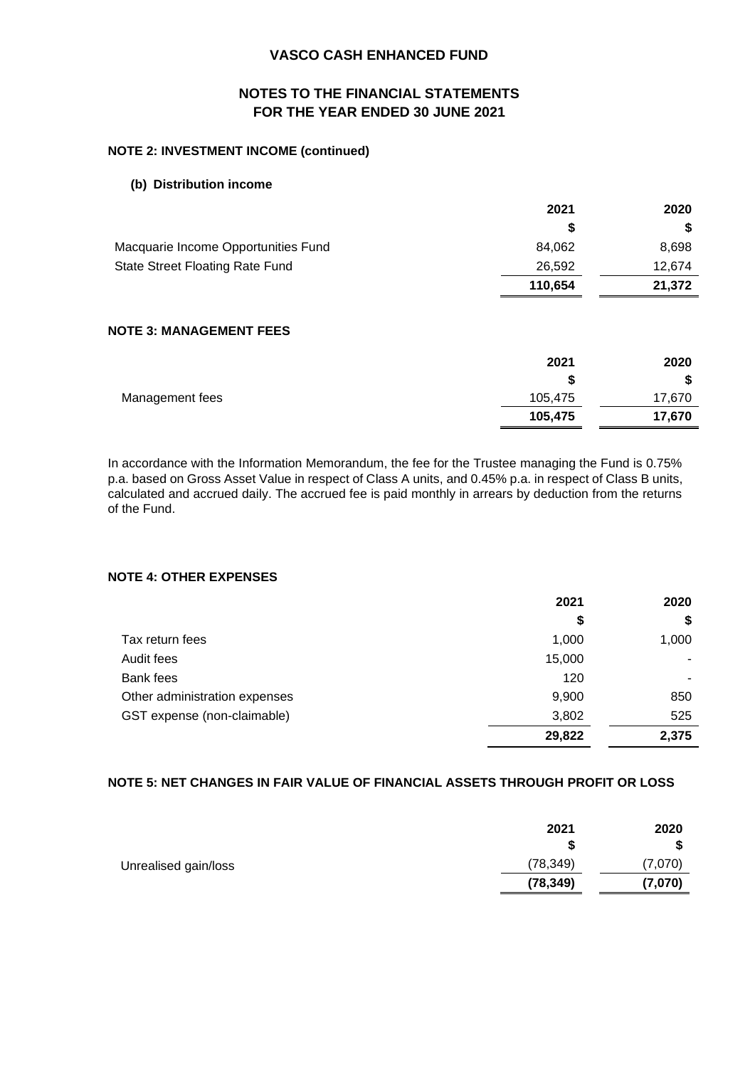# VASCO CASH ENHANCED FUND

## NOTES TO THE FINANCIAL STATEMENTS
## FOR THE YEAR ENDED 30 JUNE 2021

### NOTE 2: INVESTMENT INCOME (continued)

#### (b) Distribution income

| | 2021 | 2020 |
|---|---|---|
| | $ | $ |
| Macquarie Income Opportunities Fund | 84,062 | 8,698 |
| State Street Floating Rate Fund | 26,592 | 12,674 |
| | **110,654** | **21,372** |

### NOTE 3: MANAGEMENT FEES

| | 2021 | 2020 |
|---|---|---|
| | $ | $ |
| Management fees | 105,475 | 17,670 |
| | **105,475** | **17,670** |

In accordance with the Information Memorandum, the fee for the Trustee managing the Fund is 0.75% p.a. based on Gross Asset Value in respect of Class A units, and 0.45% p.a. in respect of Class B units, calculated and accrued daily. The accrued fee is paid monthly in arrears by deduction from the returns of the Fund.

### NOTE 4: OTHER EXPENSES

| | 2021 | 2020 |
|---|---|---|
| | $ | $ |
| Tax return fees | 1,000 | 1,000 |
| Audit fees | 15,000 | - |
| Bank fees | 120 | - |
| Other administration expenses | 9,900 | 850 |
| GST expense (non-claimable) | 3,802 | 525 |
| | **29,822** | **2,375** |

### NOTE 5: NET CHANGES IN FAIR VALUE OF FINANCIAL ASSETS THROUGH PROFIT OR LOSS

| | 2021 | 2020 |
|---|---|---|
| | $ | $ |
| Unrealised gain/loss | (78,349) | (7,070) |
| | **(78,349)** | **(7,070)** |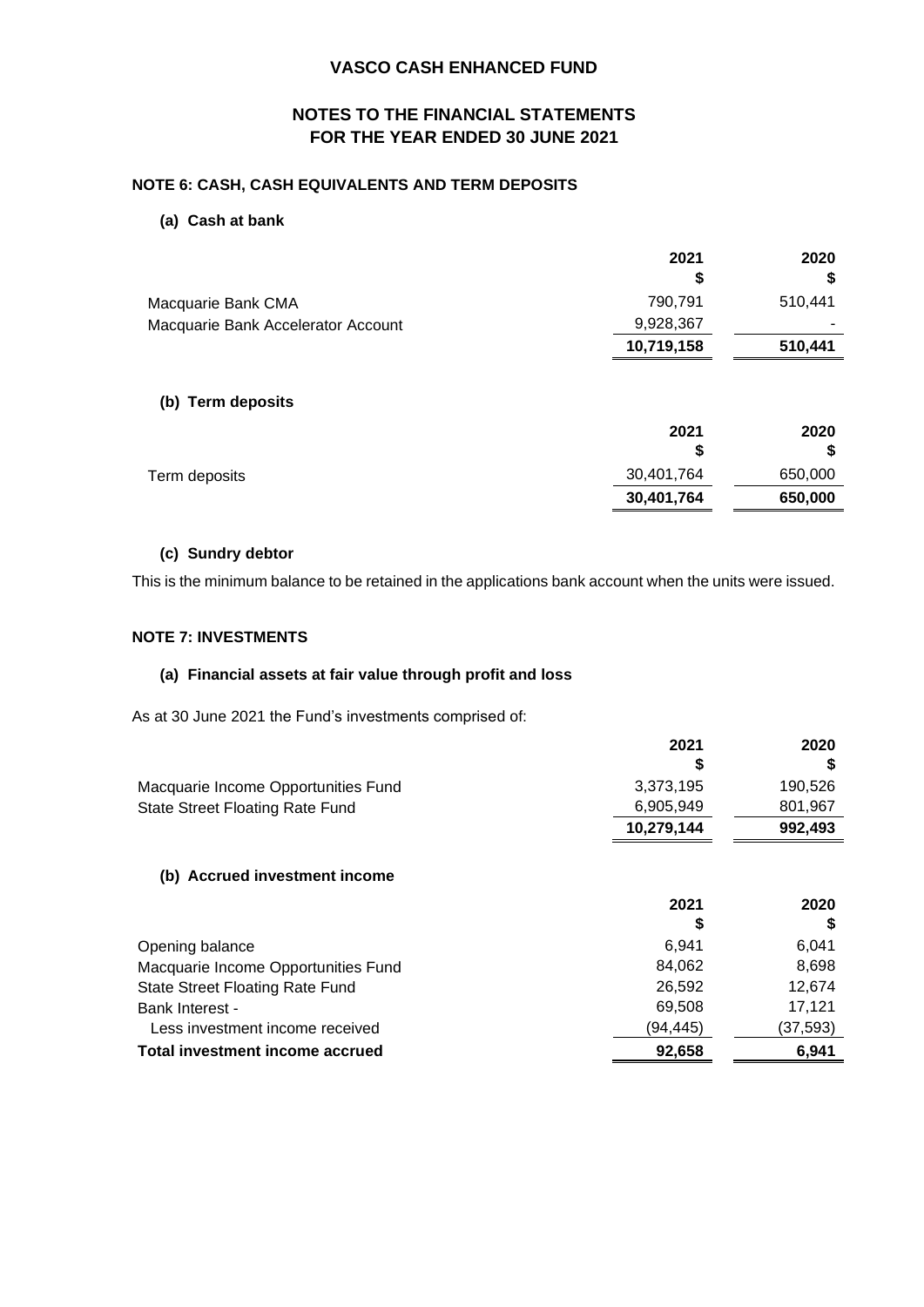# VASCO CASH ENHANCED FUND

## NOTES TO THE FINANCIAL STATEMENTS FOR THE YEAR ENDED 30 JUNE 2021

### NOTE 6: CASH, CASH EQUIVALENTS AND TERM DEPOSITS

#### (a) Cash at bank

| | 2021<br>$ | 2020<br>$ |
|---|---|---|
| Macquarie Bank CMA | 790,791 | 510,441 |
| Macquarie Bank Accelerator Account | 9,928,367 | - |
| | **10,719,158** | **510,441** |

#### (b) Term deposits

| | 2021<br>$ | 2020<br>$ |
|---|---|---|
| Term deposits | 30,401,764 | 650,000 |
| | **30,401,764** | **650,000** |

#### (c) Sundry debtor

This is the minimum balance to be retained in the applications bank account when the units were issued.

### NOTE 7: INVESTMENTS

#### (a) Financial assets at fair value through profit and loss

As at 30 June 2021 the Fund's investments comprised of:

| | 2021<br>$ | 2020<br>$ |
|---|---|---|
| Macquarie Income Opportunities Fund | 3,373,195 | 190,526 |
| State Street Floating Rate Fund | 6,905,949 | 801,967 |
| | **10,279,144** | **992,493** |

#### (b) Accrued investment income

| | 2021<br>$ | 2020<br>$ |
|---|---|---|
| Opening balance | 6,941 | 6,041 |
| Macquarie Income Opportunities Fund | 84,062 | 8,698 |
| State Street Floating Rate Fund | 26,592 | 12,674 |
| Bank Interest - | 69,508 | 17,121 |
| Less investment income received | (94,445) | (37,593) |
| **Total investment income accrued** | **92,658** | **6,941** |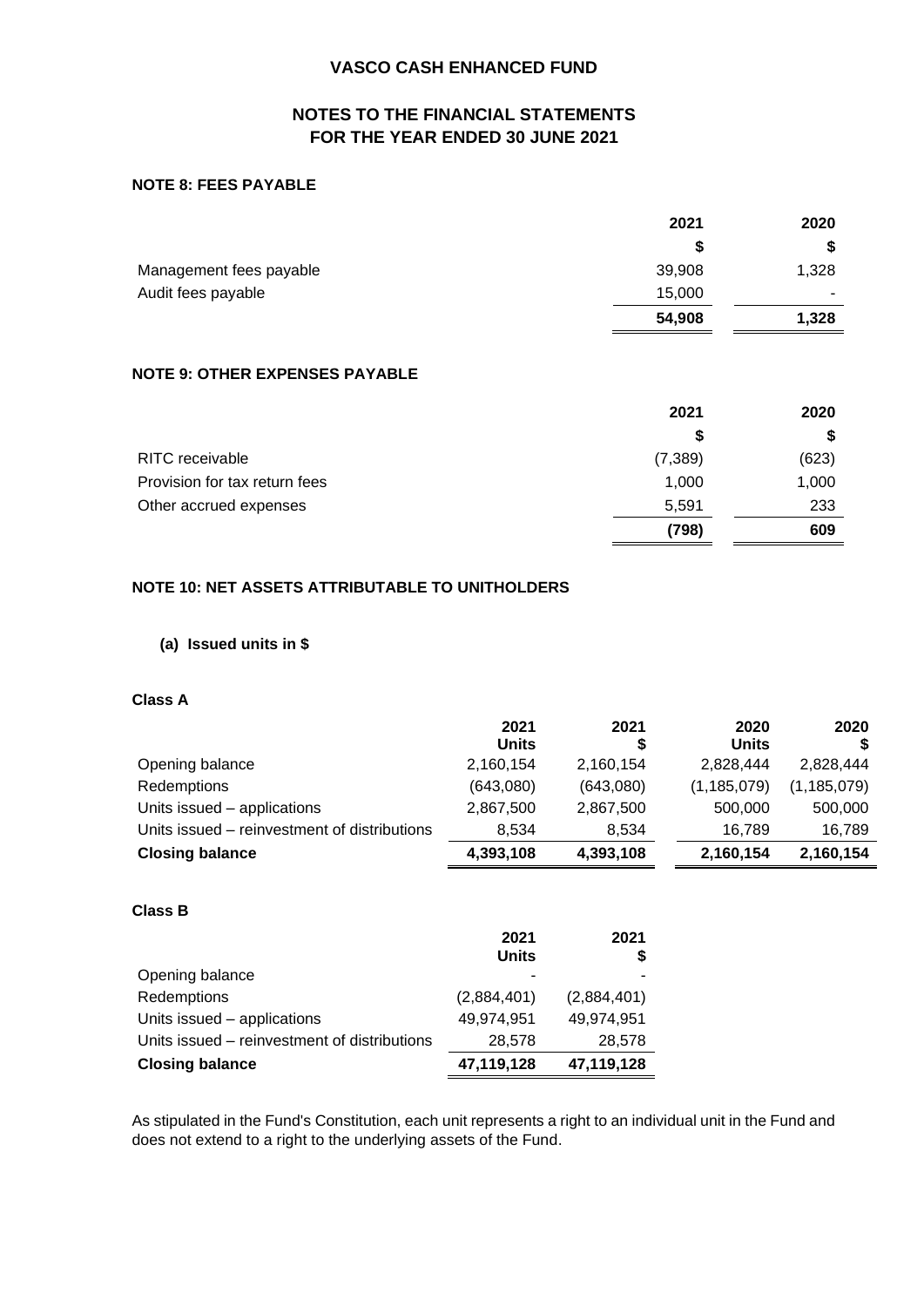# VASCO CASH ENHANCED FUND

## NOTES TO THE FINANCIAL STATEMENTS
## FOR THE YEAR ENDED 30 JUNE 2021

### NOTE 8: FEES PAYABLE

| | 2021 | 2020 |
|---|---|---|
| | $ | $ |
| Management fees payable | 39,908 | 1,328 |
| Audit fees payable | 15,000 | - |
| | **54,908** | **1,328** |

### NOTE 9: OTHER EXPENSES PAYABLE

| | 2021 | 2020 |
|---|---|---|
| | $ | $ |
| RITC receivable | (7,389) | (623) |
| Provision for tax return fees | 1,000 | 1,000 |
| Other accrued expenses | 5,591 | 233 |
| | **(798)** | **609** |

### NOTE 10: NET ASSETS ATTRIBUTABLE TO UNITHOLDERS

**(a) Issued units in $**

**Class A**

| | 2021 Units | 2021 $ | 2020 Units | 2020 $ |
|---|---|---|---|---|
| Opening balance | 2,160,154 | 2,160,154 | 2,828,444 | 2,828,444 |
| Redemptions | (643,080) | (643,080) | (1,185,079) | (1,185,079) |
| Units issued – applications | 2,867,500 | 2,867,500 | 500,000 | 500,000 |
| Units issued – reinvestment of distributions | 8,534 | 8,534 | 16,789 | 16,789 |
| **Closing balance** | **4,393,108** | **4,393,108** | **2,160,154** | **2,160,154** |

**Class B**

| | 2021 Units | 2021 $ |
|---|---|---|
| Opening balance | - | - |
| Redemptions | (2,884,401) | (2,884,401) |
| Units issued – applications | 49,974,951 | 49,974,951 |
| Units issued – reinvestment of distributions | 28,578 | 28,578 |
| **Closing balance** | **47,119,128** | **47,119,128** |

As stipulated in the Fund's Constitution, each unit represents a right to an individual unit in the Fund and does not extend to a right to the underlying assets of the Fund.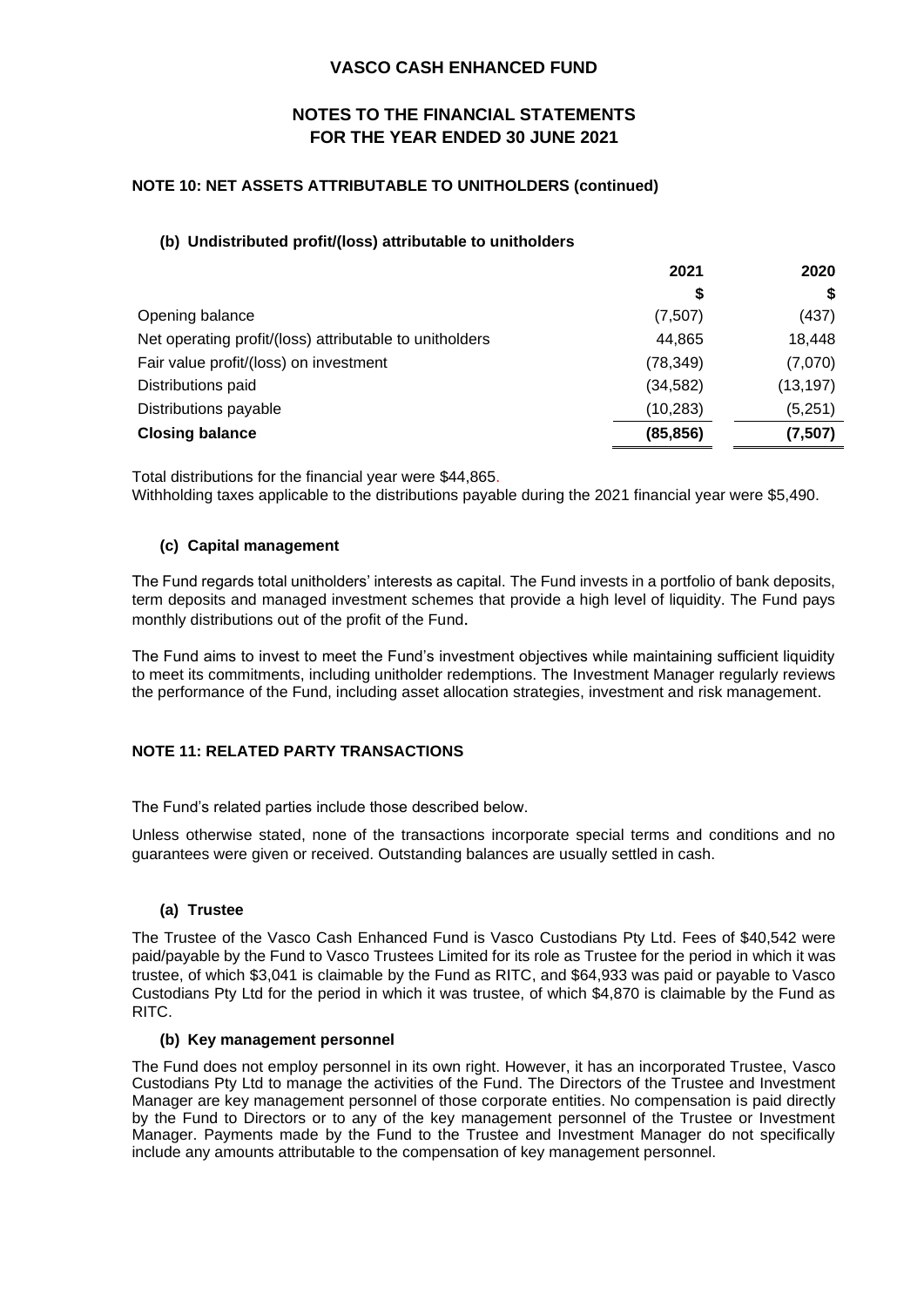# VASCO CASH ENHANCED FUND

## NOTES TO THE FINANCIAL STATEMENTS FOR THE YEAR ENDED 30 JUNE 2021

### NOTE 10: NET ASSETS ATTRIBUTABLE TO UNITHOLDERS (continued)

#### (b) Undistributed profit/(loss) attributable to unitholders

| | 2021 | 2020 |
|---|---|---|
| | $ | $ |
| Opening balance | (7,507) | (437) |
| Net operating profit/(loss) attributable to unitholders | 44,865 | 18,448 |
| Fair value profit/(loss) on investment | (78,349) | (7,070) |
| Distributions paid | (34,582) | (13,197) |
| Distributions payable | (10,283) | (5,251) |
| **Closing balance** | **(85,856)** | **(7,507)** |

Total distributions for the financial year were $44,865.
Withholding taxes applicable to the distributions payable during the 2021 financial year were $5,490.

#### (c) Capital management

The Fund regards total unitholders' interests as capital. The Fund invests in a portfolio of bank deposits, term deposits and managed investment schemes that provide a high level of liquidity. The Fund pays monthly distributions out of the profit of the Fund.

The Fund aims to invest to meet the Fund's investment objectives while maintaining sufficient liquidity to meet its commitments, including unitholder redemptions. The Investment Manager regularly reviews the performance of the Fund, including asset allocation strategies, investment and risk management.

### NOTE 11: RELATED PARTY TRANSACTIONS

The Fund's related parties include those described below.

Unless otherwise stated, none of the transactions incorporate special terms and conditions and no guarantees were given or received. Outstanding balances are usually settled in cash.

#### (a) Trustee

The Trustee of the Vasco Cash Enhanced Fund is Vasco Custodians Pty Ltd. Fees of $40,542 were paid/payable by the Fund to Vasco Trustees Limited for its role as Trustee for the period in which it was trustee, of which $3,041 is claimable by the Fund as RITC, and $64,933 was paid or payable to Vasco Custodians Pty Ltd for the period in which it was trustee, of which $4,870 is claimable by the Fund as RITC.

#### (b) Key management personnel

The Fund does not employ personnel in its own right. However, it has an incorporated Trustee, Vasco Custodians Pty Ltd to manage the activities of the Fund. The Directors of the Trustee and Investment Manager are key management personnel of those corporate entities. No compensation is paid directly by the Fund to Directors or to any of the key management personnel of the Trustee or Investment Manager. Payments made by the Fund to the Trustee and Investment Manager do not specifically include any amounts attributable to the compensation of key management personnel.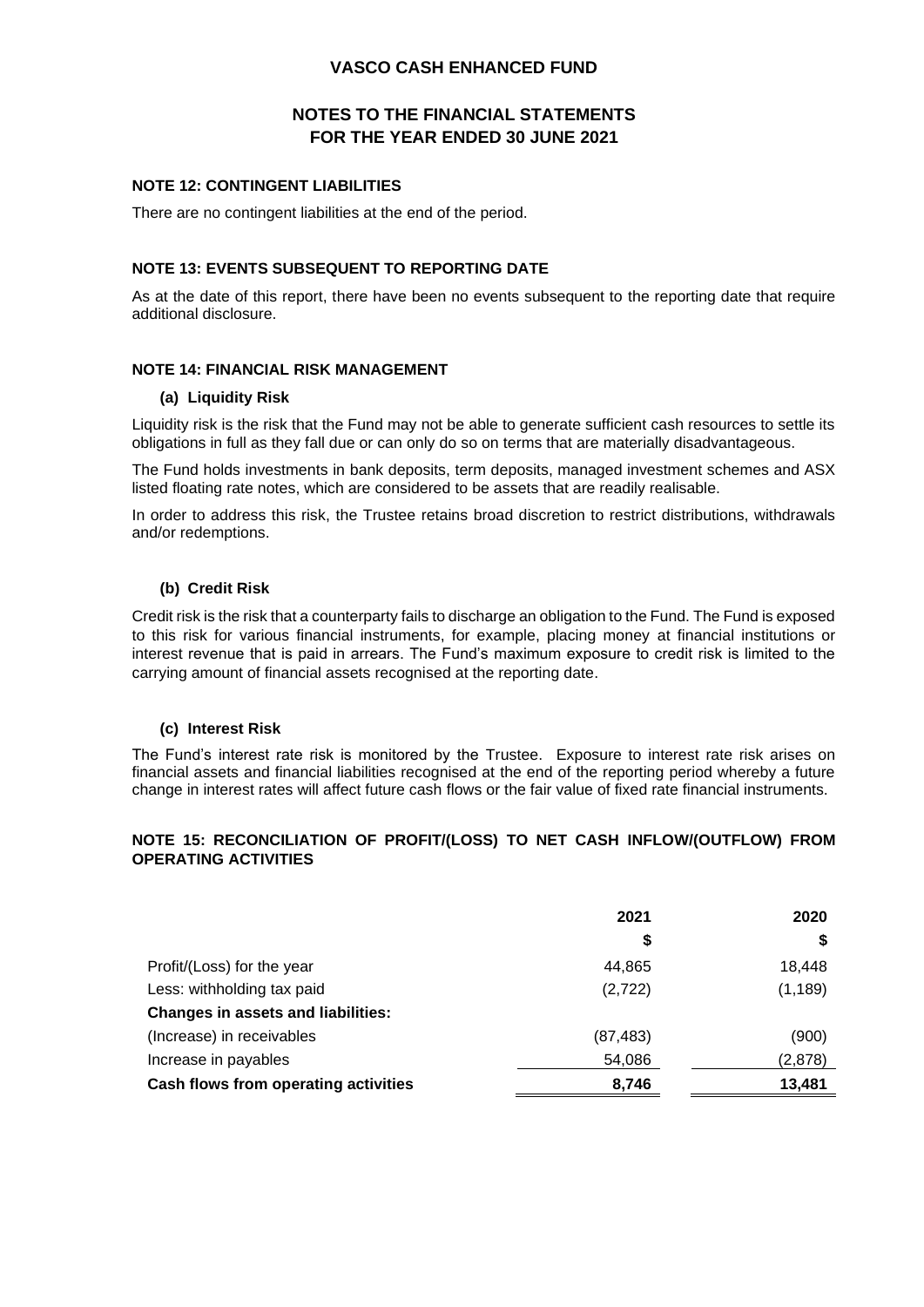# VASCO CASH ENHANCED FUND

## NOTES TO THE FINANCIAL STATEMENTS FOR THE YEAR ENDED 30 JUNE 2021

### NOTE 12: CONTINGENT LIABILITIES

There are no contingent liabilities at the end of the period.

### NOTE 13: EVENTS SUBSEQUENT TO REPORTING DATE

As at the date of this report, there have been no events subsequent to the reporting date that require additional disclosure.

### NOTE 14: FINANCIAL RISK MANAGEMENT

#### (a) Liquidity Risk

Liquidity risk is the risk that the Fund may not be able to generate sufficient cash resources to settle its obligations in full as they fall due or can only do so on terms that are materially disadvantageous.

The Fund holds investments in bank deposits, term deposits, managed investment schemes and ASX listed floating rate notes, which are considered to be assets that are readily realisable.

In order to address this risk, the Trustee retains broad discretion to restrict distributions, withdrawals and/or redemptions.

#### (b) Credit Risk

Credit risk is the risk that a counterparty fails to discharge an obligation to the Fund. The Fund is exposed to this risk for various financial instruments, for example, placing money at financial institutions or interest revenue that is paid in arrears. The Fund's maximum exposure to credit risk is limited to the carrying amount of financial assets recognised at the reporting date.

#### (c) Interest Risk

The Fund's interest rate risk is monitored by the Trustee. Exposure to interest rate risk arises on financial assets and financial liabilities recognised at the end of the reporting period whereby a future change in interest rates will affect future cash flows or the fair value of fixed rate financial instruments.

### NOTE 15: RECONCILIATION OF PROFIT/(LOSS) TO NET CASH INFLOW/(OUTFLOW) FROM OPERATING ACTIVITIES

| | 2021 | 2020 |
|---|---|---|
| | $ | $ |
| Profit/(Loss) for the year | 44,865 | 18,448 |
| Less: withholding tax paid | (2,722) | (1,189) |
| **Changes in assets and liabilities:** | | |
| (Increase) in receivables | (87,483) | (900) |
| Increase in payables | 54,086 | (2,878) |
| **Cash flows from operating activities** | **8,746** | **13,481** |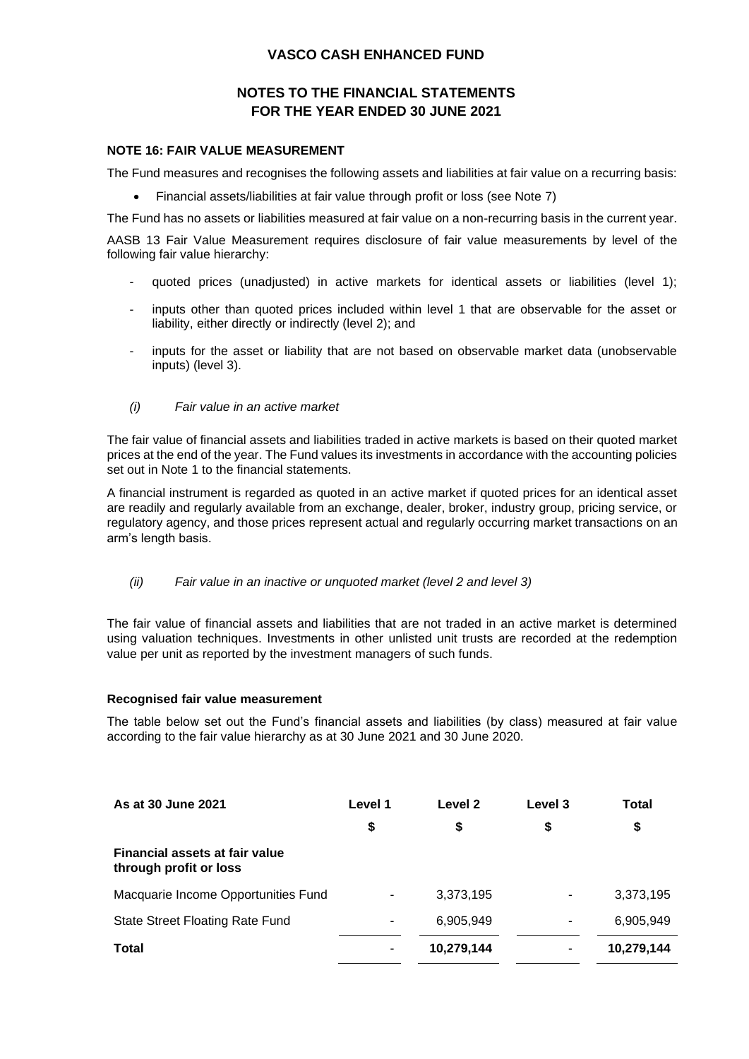# VASCO CASH ENHANCED FUND

## NOTES TO THE FINANCIAL STATEMENTS FOR THE YEAR ENDED 30 JUNE 2021

### NOTE 16: FAIR VALUE MEASUREMENT

The Fund measures and recognises the following assets and liabilities at fair value on a recurring basis:

- Financial assets/liabilities at fair value through profit or loss (see Note 7)

The Fund has no assets or liabilities measured at fair value on a non-recurring basis in the current year.

AASB 13 Fair Value Measurement requires disclosure of fair value measurements by level of the following fair value hierarchy:

- quoted prices (unadjusted) in active markets for identical assets or liabilities (level 1);
- inputs other than quoted prices included within level 1 that are observable for the asset or liability, either directly or indirectly (level 2); and
- inputs for the asset or liability that are not based on observable market data (unobservable inputs) (level 3).

*(i) Fair value in an active market*

The fair value of financial assets and liabilities traded in active markets is based on their quoted market prices at the end of the year. The Fund values its investments in accordance with the accounting policies set out in Note 1 to the financial statements.

A financial instrument is regarded as quoted in an active market if quoted prices for an identical asset are readily and regularly available from an exchange, dealer, broker, industry group, pricing service, or regulatory agency, and those prices represent actual and regularly occurring market transactions on an arm's length basis.

*(ii) Fair value in an inactive or unquoted market (level 2 and level 3)*

The fair value of financial assets and liabilities that are not traded in an active market is determined using valuation techniques. Investments in other unlisted unit trusts are recorded at the redemption value per unit as reported by the investment managers of such funds.

**Recognised fair value measurement**

The table below set out the Fund's financial assets and liabilities (by class) measured at fair value according to the fair value hierarchy as at 30 June 2021 and 30 June 2020.

| As at 30 June 2021 | Level 1 | Level 2 | Level 3 | Total |
|---|---|---|---|---|
| | $ | $ | $ | $ |
| **Financial assets at fair value through profit or loss** | | | | |
| Macquarie Income Opportunities Fund | - | 3,373,195 | - | 3,373,195 |
| State Street Floating Rate Fund | - | 6,905,949 | - | 6,905,949 |
| **Total** | - | **10,279,144** | - | **10,279,144** |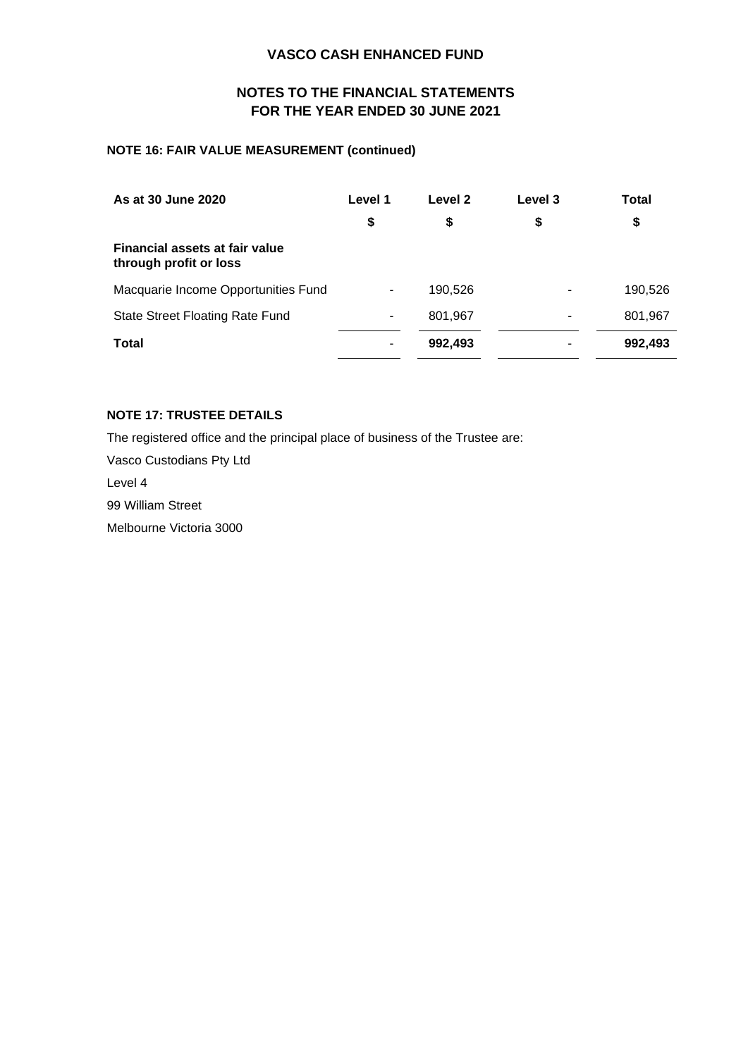# VASCO CASH ENHANCED FUND

## NOTES TO THE FINANCIAL STATEMENTS
## FOR THE YEAR ENDED 30 JUNE 2021

### NOTE 16: FAIR VALUE MEASUREMENT (continued)

| As at 30 June 2020 | Level 1 | Level 2 | Level 3 | Total |
|---|---|---|---|---|
| | $ | $ | $ | $ |
| **Financial assets at fair value through profit or loss** | | | | |
| Macquarie Income Opportunities Fund | - | 190,526 | - | 190,526 |
| State Street Floating Rate Fund | - | 801,967 | - | 801,967 |
| **Total** | - | **992,493** | - | **992,493** |

### NOTE 17: TRUSTEE DETAILS

The registered office and the principal place of business of the Trustee are:

Vasco Custodians Pty Ltd

Level 4

99 William Street

Melbourne Victoria 3000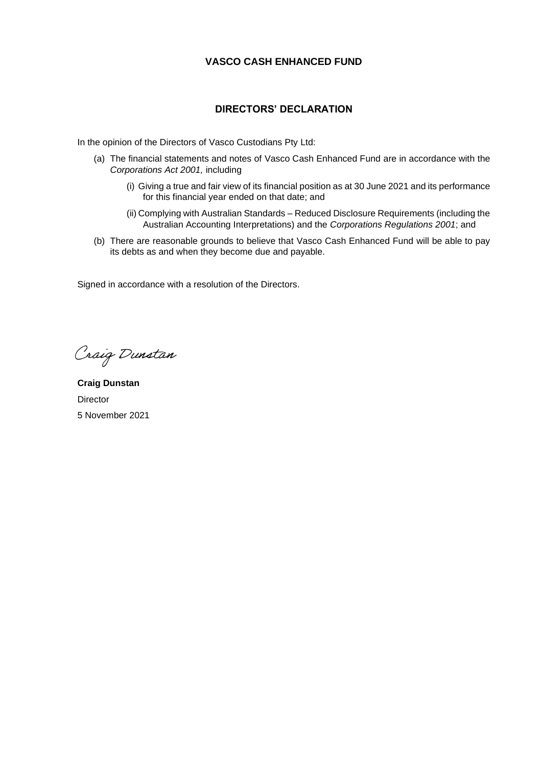# VASCO CASH ENHANCED FUND

## DIRECTORS' DECLARATION

In the opinion of the Directors of Vasco Custodians Pty Ltd:

(a) The financial statements and notes of Vasco Cash Enhanced Fund are in accordance with the *Corporations Act 2001,* including

  (i) Giving a true and fair view of its financial position as at 30 June 2021 and its performance for this financial year ended on that date; and

  (ii) Complying with Australian Standards – Reduced Disclosure Requirements (including the Australian Accounting Interpretations) and the *Corporations Regulations 2001*; and

(b) There are reasonable grounds to believe that Vasco Cash Enhanced Fund will be able to pay its debts as and when they become due and payable.

Signed in accordance with a resolution of the Directors.

Craig Dunstan

**Craig Dunstan**
Director
5 November 2021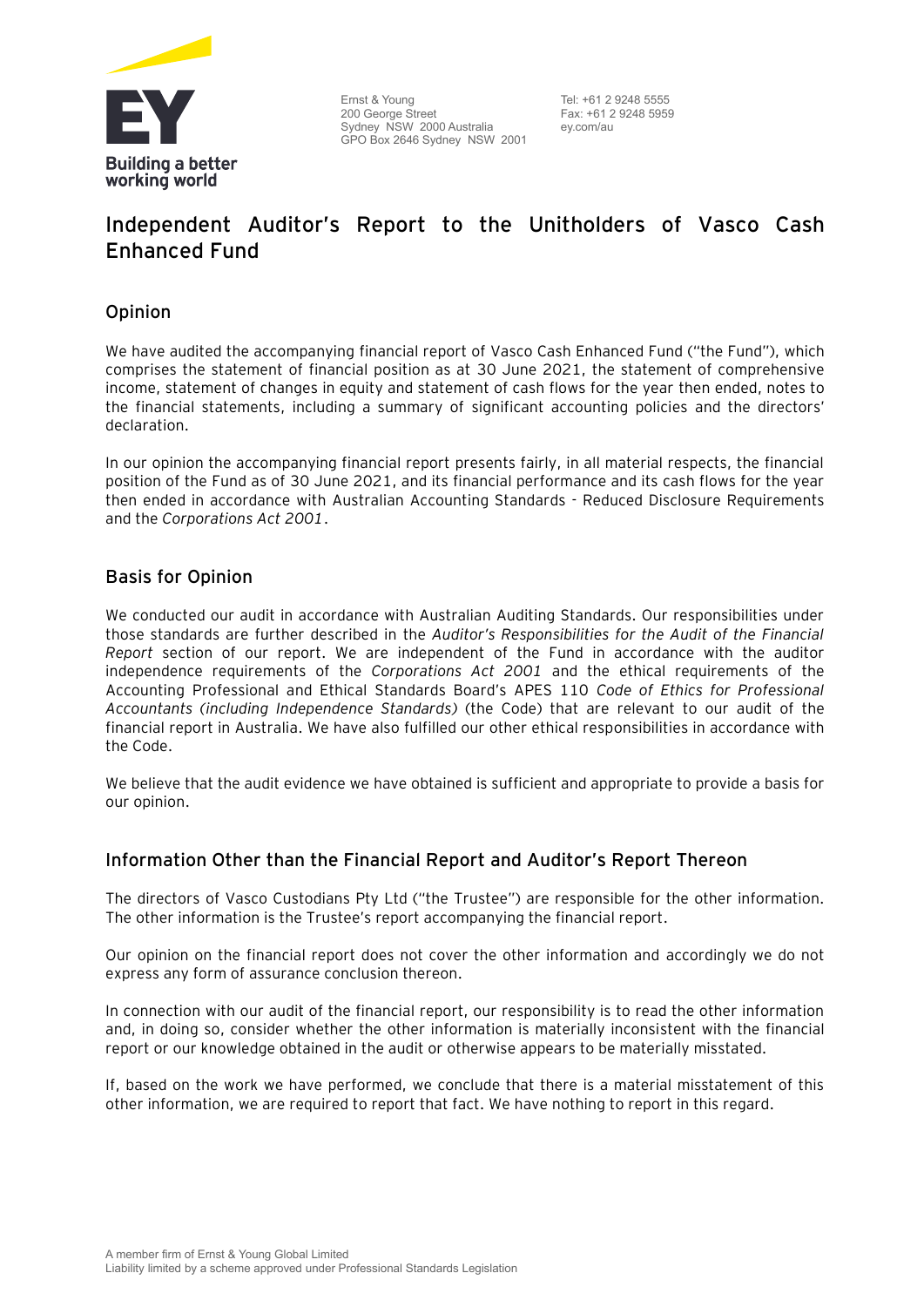Ernst & Young
200 George Street
Sydney NSW 2000 Australia
GPO Box 2646 Sydney NSW 2001

Tel: +61 2 9248 5555
Fax: +61 2 9248 5959
ey.com/au

# Independent Auditor's Report to the Unitholders of Vasco Cash Enhanced Fund

## Opinion

We have audited the accompanying financial report of Vasco Cash Enhanced Fund ("the Fund"), which comprises the statement of financial position as at 30 June 2021, the statement of comprehensive income, statement of changes in equity and statement of cash flows for the year then ended, notes to the financial statements, including a summary of significant accounting policies and the directors' declaration.

In our opinion the accompanying financial report presents fairly, in all material respects, the financial position of the Fund as of 30 June 2021, and its financial performance and its cash flows for the year then ended in accordance with Australian Accounting Standards - Reduced Disclosure Requirements and the *Corporations Act 2001*.

## Basis for Opinion

We conducted our audit in accordance with Australian Auditing Standards. Our responsibilities under those standards are further described in the *Auditor's Responsibilities for the Audit of the Financial Report* section of our report. We are independent of the Fund in accordance with the auditor independence requirements of the *Corporations Act 2001* and the ethical requirements of the Accounting Professional and Ethical Standards Board's APES 110 *Code of Ethics for Professional Accountants (including Independence Standards)* (the Code) that are relevant to our audit of the financial report in Australia. We have also fulfilled our other ethical responsibilities in accordance with the Code.

We believe that the audit evidence we have obtained is sufficient and appropriate to provide a basis for our opinion.

## Information Other than the Financial Report and Auditor's Report Thereon

The directors of Vasco Custodians Pty Ltd ("the Trustee") are responsible for the other information. The other information is the Trustee's report accompanying the financial report.

Our opinion on the financial report does not cover the other information and accordingly we do not express any form of assurance conclusion thereon.

In connection with our audit of the financial report, our responsibility is to read the other information and, in doing so, consider whether the other information is materially inconsistent with the financial report or our knowledge obtained in the audit or otherwise appears to be materially misstated.

If, based on the work we have performed, we conclude that there is a material misstatement of this other information, we are required to report that fact. We have nothing to report in this regard.

A member firm of Ernst & Young Global Limited
Liability limited by a scheme approved under Professional Standards Legislation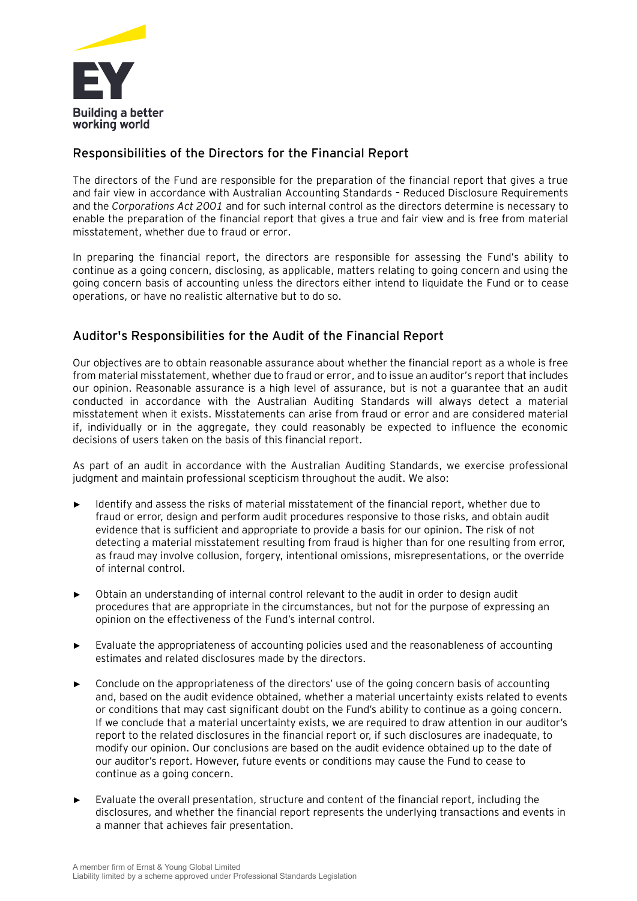## Responsibilities of the Directors for the Financial Report

The directors of the Fund are responsible for the preparation of the financial report that gives a true and fair view in accordance with Australian Accounting Standards – Reduced Disclosure Requirements and the *Corporations Act 2001* and for such internal control as the directors determine is necessary to enable the preparation of the financial report that gives a true and fair view and is free from material misstatement, whether due to fraud or error.

In preparing the financial report, the directors are responsible for assessing the Fund's ability to continue as a going concern, disclosing, as applicable, matters relating to going concern and using the going concern basis of accounting unless the directors either intend to liquidate the Fund or to cease operations, or have no realistic alternative but to do so.

## Auditor's Responsibilities for the Audit of the Financial Report

Our objectives are to obtain reasonable assurance about whether the financial report as a whole is free from material misstatement, whether due to fraud or error, and to issue an auditor's report that includes our opinion. Reasonable assurance is a high level of assurance, but is not a guarantee that an audit conducted in accordance with the Australian Auditing Standards will always detect a material misstatement when it exists. Misstatements can arise from fraud or error and are considered material if, individually or in the aggregate, they could reasonably be expected to influence the economic decisions of users taken on the basis of this financial report.

As part of an audit in accordance with the Australian Auditing Standards, we exercise professional judgment and maintain professional scepticism throughout the audit. We also:

- Identify and assess the risks of material misstatement of the financial report, whether due to fraud or error, design and perform audit procedures responsive to those risks, and obtain audit evidence that is sufficient and appropriate to provide a basis for our opinion. The risk of not detecting a material misstatement resulting from fraud is higher than for one resulting from error, as fraud may involve collusion, forgery, intentional omissions, misrepresentations, or the override of internal control.

- Obtain an understanding of internal control relevant to the audit in order to design audit procedures that are appropriate in the circumstances, but not for the purpose of expressing an opinion on the effectiveness of the Fund's internal control.

- Evaluate the appropriateness of accounting policies used and the reasonableness of accounting estimates and related disclosures made by the directors.

- Conclude on the appropriateness of the directors' use of the going concern basis of accounting and, based on the audit evidence obtained, whether a material uncertainty exists related to events or conditions that may cast significant doubt on the Fund's ability to continue as a going concern. If we conclude that a material uncertainty exists, we are required to draw attention in our auditor's report to the related disclosures in the financial report or, if such disclosures are inadequate, to modify our opinion. Our conclusions are based on the audit evidence obtained up to the date of our auditor's report. However, future events or conditions may cause the Fund to cease to continue as a going concern.

- Evaluate the overall presentation, structure and content of the financial report, including the disclosures, and whether the financial report represents the underlying transactions and events in a manner that achieves fair presentation.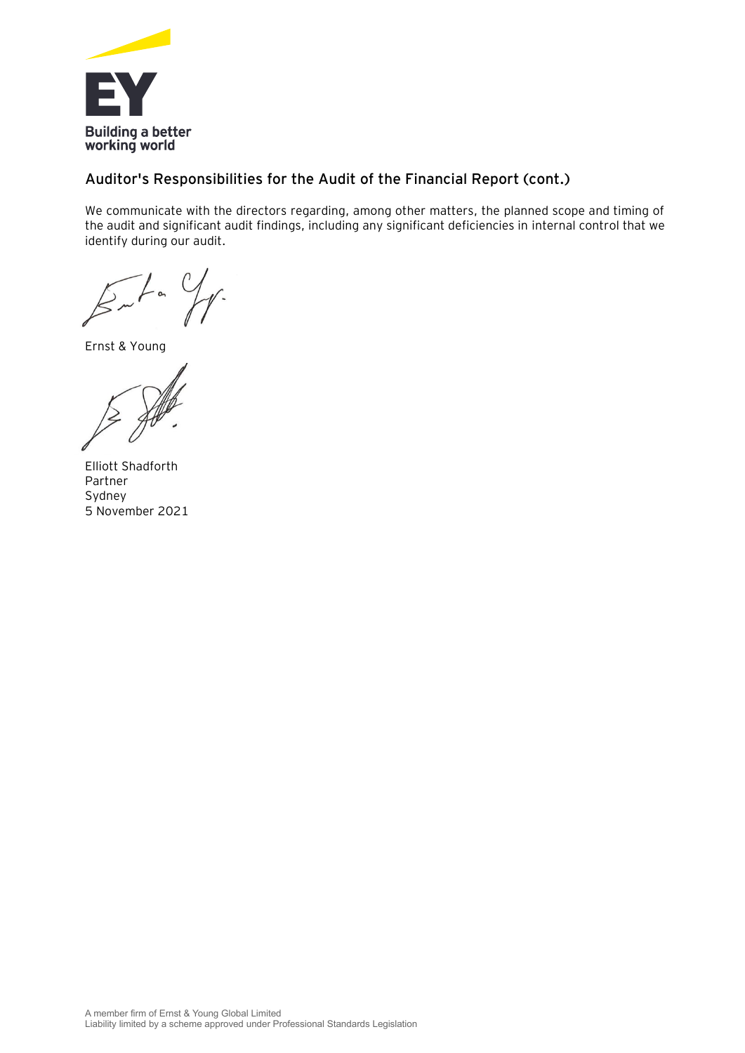## Auditor's Responsibilities for the Audit of the Financial Report (cont.)

We communicate with the directors regarding, among other matters, the planned scope and timing of the audit and significant audit findings, including any significant deficiencies in internal control that we identify during our audit.

Ernst & Young

Elliott Shadforth
Partner
Sydney
5 November 2021

A member firm of Ernst & Young Global Limited
Liability limited by a scheme approved under Professional Standards Legislation